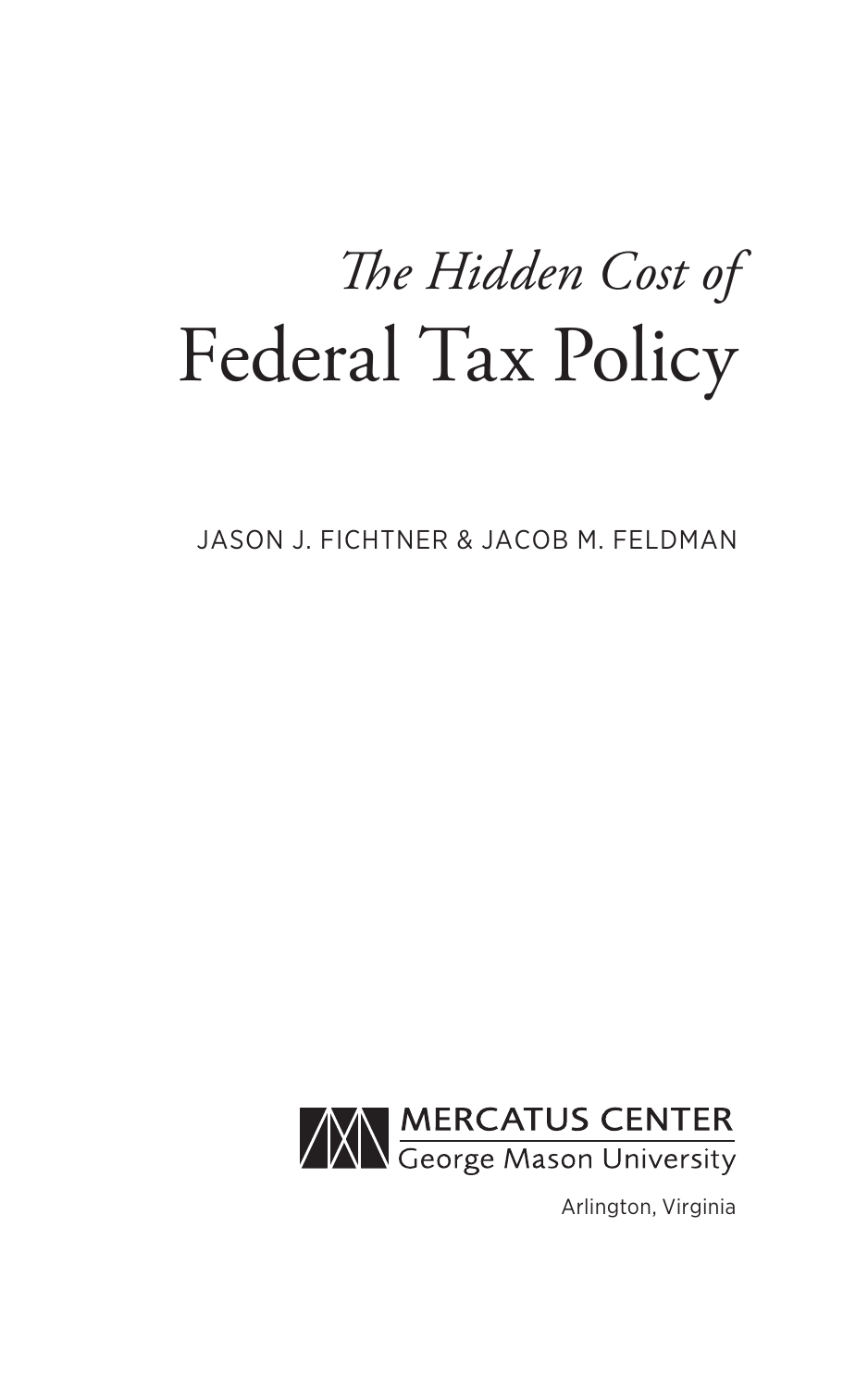# *The Hidden Cost of* Federal Tax Policy

JASON J. FICHTNER & JACOB M. FELDMAN

MERCATUS CENTER
George Mason University

Arlington, Virginia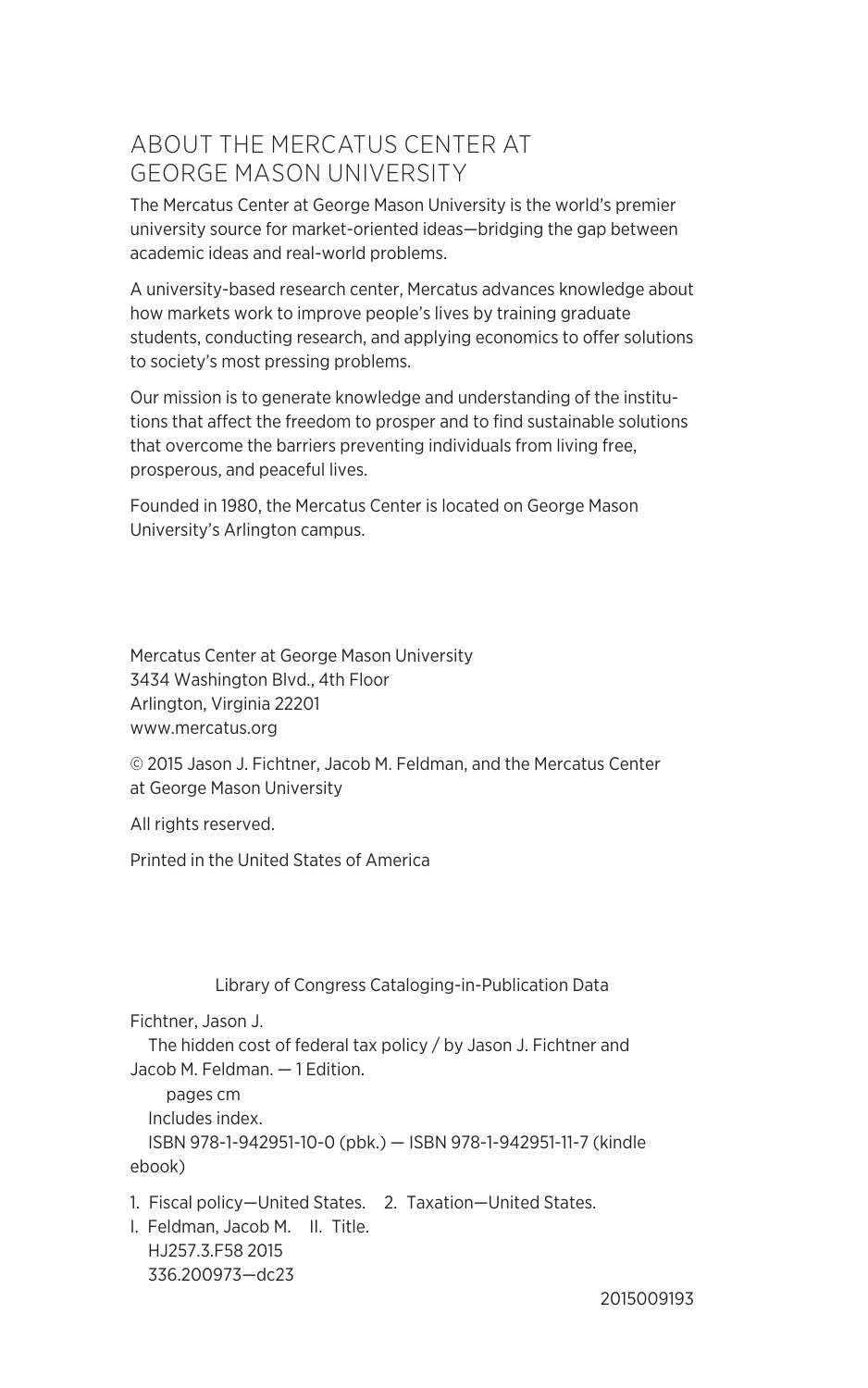## ABOUT THE MERCATUS CENTER AT GEORGE MASON UNIVERSITY

The Mercatus Center at George Mason University is the world's premier university source for market-oriented ideas—bridging the gap between academic ideas and real-world problems.

A university-based research center, Mercatus advances knowledge about how markets work to improve people's lives by training graduate students, conducting research, and applying economics to offer solutions to society's most pressing problems.

Our mission is to generate knowledge and understanding of the institutions that affect the freedom to prosper and to find sustainable solutions that overcome the barriers preventing individuals from living free, prosperous, and peaceful lives.

Founded in 1980, the Mercatus Center is located on George Mason University's Arlington campus.

Mercatus Center at George Mason University
3434 Washington Blvd., 4th Floor
Arlington, Virginia 22201
www.mercatus.org

© 2015 Jason J. Fichtner, Jacob M. Feldman, and the Mercatus Center at George Mason University

All rights reserved.

Printed in the United States of America

Library of Congress Cataloging-in-Publication Data

Fichtner, Jason J.
The hidden cost of federal tax policy / by Jason J. Fichtner and Jacob M. Feldman. — 1 Edition.
pages cm
Includes index.
ISBN 978-1-942951-10-0 (pbk.) — ISBN 978-1-942951-11-7 (kindle ebook)

1. Fiscal policy—United States. 2. Taxation—United States.
I. Feldman, Jacob M. II. Title.
HJ257.3.F58 2015
336.200973—dc23

2015009193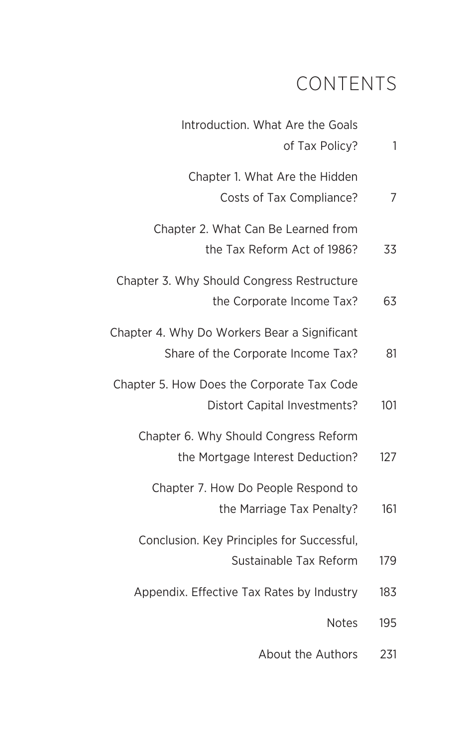# CONTENTS

| | |
|---|---|
| Introduction. What Are the Goals of Tax Policy? | 1 |
| Chapter 1. What Are the Hidden Costs of Tax Compliance? | 7 |
| Chapter 2. What Can Be Learned from the Tax Reform Act of 1986? | 33 |
| Chapter 3. Why Should Congress Restructure the Corporate Income Tax? | 63 |
| Chapter 4. Why Do Workers Bear a Significant Share of the Corporate Income Tax? | 81 |
| Chapter 5. How Does the Corporate Tax Code Distort Capital Investments? | 101 |
| Chapter 6. Why Should Congress Reform the Mortgage Interest Deduction? | 127 |
| Chapter 7. How Do People Respond to the Marriage Tax Penalty? | 161 |
| Conclusion. Key Principles for Successful, Sustainable Tax Reform | 179 |
| Appendix. Effective Tax Rates by Industry | 183 |
| Notes | 195 |
| About the Authors | 231 |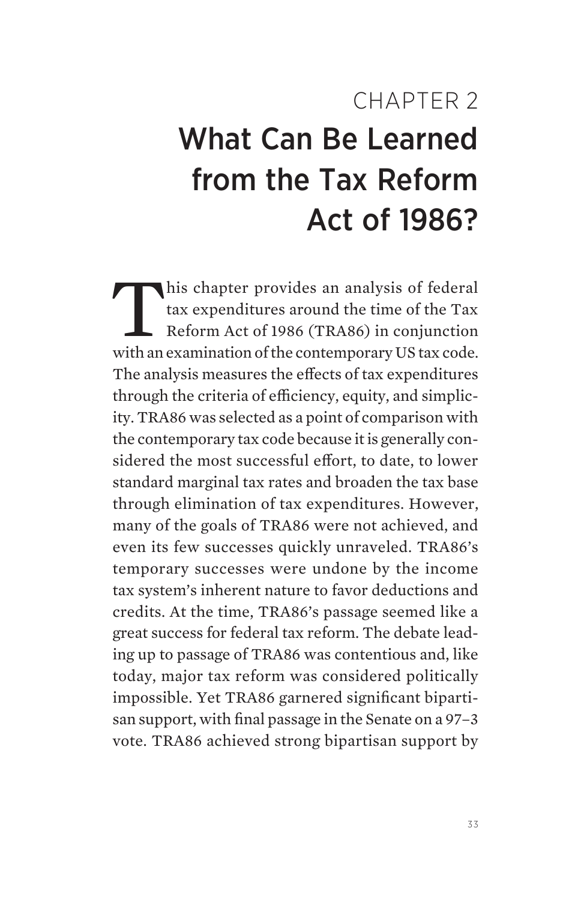# CHAPTER 2
# What Can Be Learned from the Tax Reform Act of 1986?

This chapter provides an analysis of federal tax expenditures around the time of the Tax Reform Act of 1986 (TRA86) in conjunction with an examination of the contemporary US tax code. The analysis measures the effects of tax expenditures through the criteria of efficiency, equity, and simplicity. TRA86 was selected as a point of comparison with the contemporary tax code because it is generally considered the most successful effort, to date, to lower standard marginal tax rates and broaden the tax base through elimination of tax expenditures. However, many of the goals of TRA86 were not achieved, and even its few successes quickly unraveled. TRA86's temporary successes were undone by the income tax system's inherent nature to favor deductions and credits. At the time, TRA86's passage seemed like a great success for federal tax reform. The debate leading up to passage of TRA86 was contentious and, like today, major tax reform was considered politically impossible. Yet TRA86 garnered significant bipartisan support, with final passage in the Senate on a 97–3 vote. TRA86 achieved strong bipartisan support by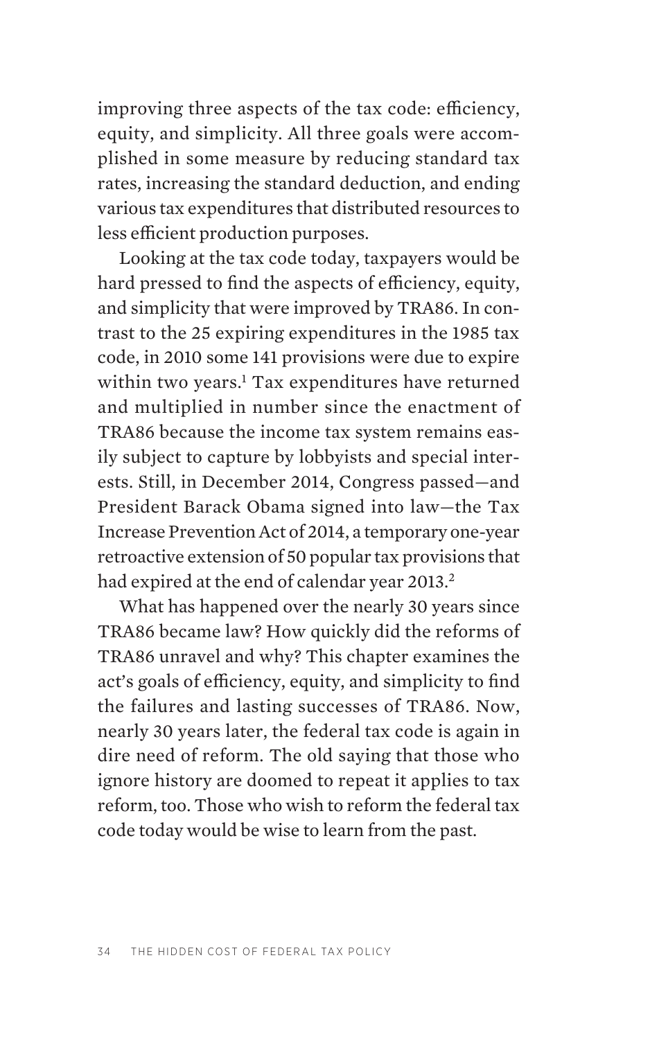improving three aspects of the tax code: efficiency, equity, and simplicity. All three goals were accomplished in some measure by reducing standard tax rates, increasing the standard deduction, and ending various tax expenditures that distributed resources to less efficient production purposes.

Looking at the tax code today, taxpayers would be hard pressed to find the aspects of efficiency, equity, and simplicity that were improved by TRA86. In contrast to the 25 expiring expenditures in the 1985 tax code, in 2010 some 141 provisions were due to expire within two years.[1] Tax expenditures have returned and multiplied in number since the enactment of TRA86 because the income tax system remains easily subject to capture by lobbyists and special interests. Still, in December 2014, Congress passed—and President Barack Obama signed into law—the Tax Increase Prevention Act of 2014, a temporary one-year retroactive extension of 50 popular tax provisions that had expired at the end of calendar year 2013.[2]

What has happened over the nearly 30 years since TRA86 became law? How quickly did the reforms of TRA86 unravel and why? This chapter examines the act's goals of efficiency, equity, and simplicity to find the failures and lasting successes of TRA86. Now, nearly 30 years later, the federal tax code is again in dire need of reform. The old saying that those who ignore history are doomed to repeat it applies to tax reform, too. Those who wish to reform the federal tax code today would be wise to learn from the past.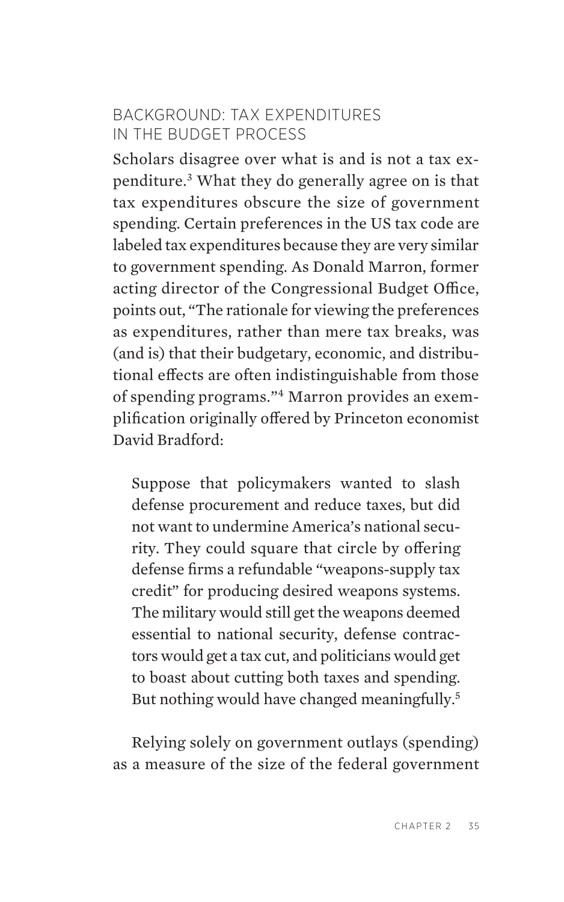## BACKGROUND: TAX EXPENDITURES IN THE BUDGET PROCESS

Scholars disagree over what is and is not a tax expenditure.[3] What they do generally agree on is that tax expenditures obscure the size of government spending. Certain preferences in the US tax code are labeled tax expenditures because they are very similar to government spending. As Donald Marron, former acting director of the Congressional Budget Office, points out, "The rationale for viewing the preferences as expenditures, rather than mere tax breaks, was (and is) that their budgetary, economic, and distributional effects are often indistinguishable from those of spending programs."[4] Marron provides an exemplification originally offered by Princeton economist David Bradford:

> Suppose that policymakers wanted to slash defense procurement and reduce taxes, but did not want to undermine America's national security. They could square that circle by offering defense firms a refundable "weapons-supply tax credit" for producing desired weapons systems. The military would still get the weapons deemed essential to national security, defense contractors would get a tax cut, and politicians would get to boast about cutting both taxes and spending. But nothing would have changed meaningfully.[5]

Relying solely on government outlays (spending) as a measure of the size of the federal government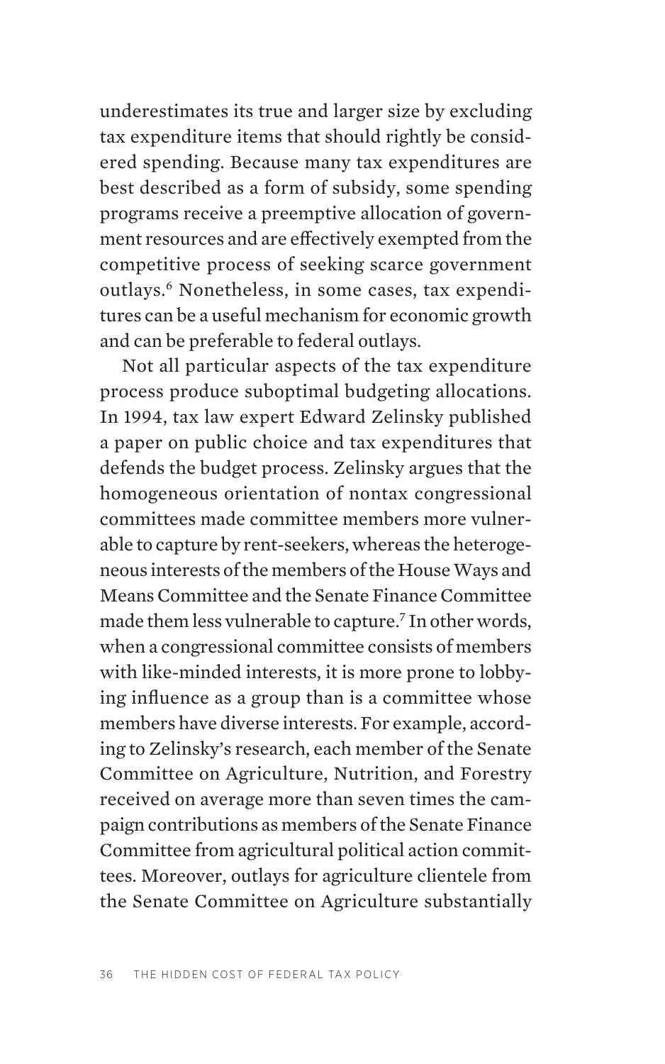underestimates its true and larger size by excluding tax expenditure items that should rightly be considered spending. Because many tax expenditures are best described as a form of subsidy, some spending programs receive a preemptive allocation of government resources and are effectively exempted from the competitive process of seeking scarce government outlays.[6] Nonetheless, in some cases, tax expenditures can be a useful mechanism for economic growth and can be preferable to federal outlays.

Not all particular aspects of the tax expenditure process produce suboptimal budgeting allocations. In 1994, tax law expert Edward Zelinsky published a paper on public choice and tax expenditures that defends the budget process. Zelinsky argues that the homogeneous orientation of nontax congressional committees made committee members more vulnerable to capture by rent-seekers, whereas the heterogeneous interests of the members of the House Ways and Means Committee and the Senate Finance Committee made them less vulnerable to capture.[7] In other words, when a congressional committee consists of members with like-minded interests, it is more prone to lobbying influence as a group than is a committee whose members have diverse interests. For example, according to Zelinsky's research, each member of the Senate Committee on Agriculture, Nutrition, and Forestry received on average more than seven times the campaign contributions as members of the Senate Finance Committee from agricultural political action committees. Moreover, outlays for agriculture clientele from the Senate Committee on Agriculture substantially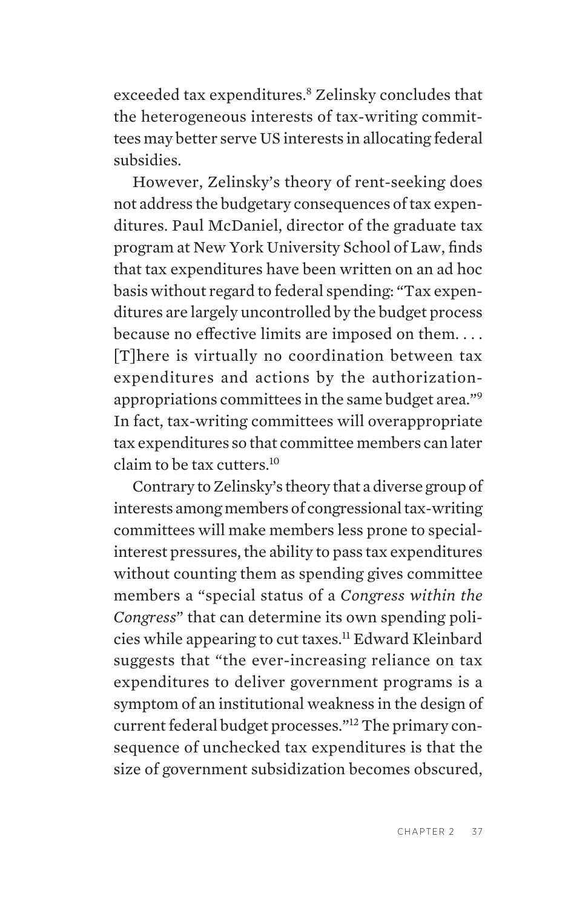exceeded tax expenditures.[8] Zelinsky concludes that the heterogeneous interests of tax-writing committees may better serve US interests in allocating federal subsidies.

However, Zelinsky's theory of rent-seeking does not address the budgetary consequences of tax expenditures. Paul McDaniel, director of the graduate tax program at New York University School of Law, finds that tax expenditures have been written on an ad hoc basis without regard to federal spending: "Tax expenditures are largely uncontrolled by the budget process because no effective limits are imposed on them. . . . [T]here is virtually no coordination between tax expenditures and actions by the authorization-appropriations committees in the same budget area."[9] In fact, tax-writing committees will overappropriate tax expenditures so that committee members can later claim to be tax cutters.[10]

Contrary to Zelinsky's theory that a diverse group of interests among members of congressional tax-writing committees will make members less prone to special-interest pressures, the ability to pass tax expenditures without counting them as spending gives committee members a "special status of a *Congress within the Congress*" that can determine its own spending policies while appearing to cut taxes.[11] Edward Kleinbard suggests that "the ever-increasing reliance on tax expenditures to deliver government programs is a symptom of an institutional weakness in the design of current federal budget processes."[12] The primary consequence of unchecked tax expenditures is that the size of government subsidization becomes obscured,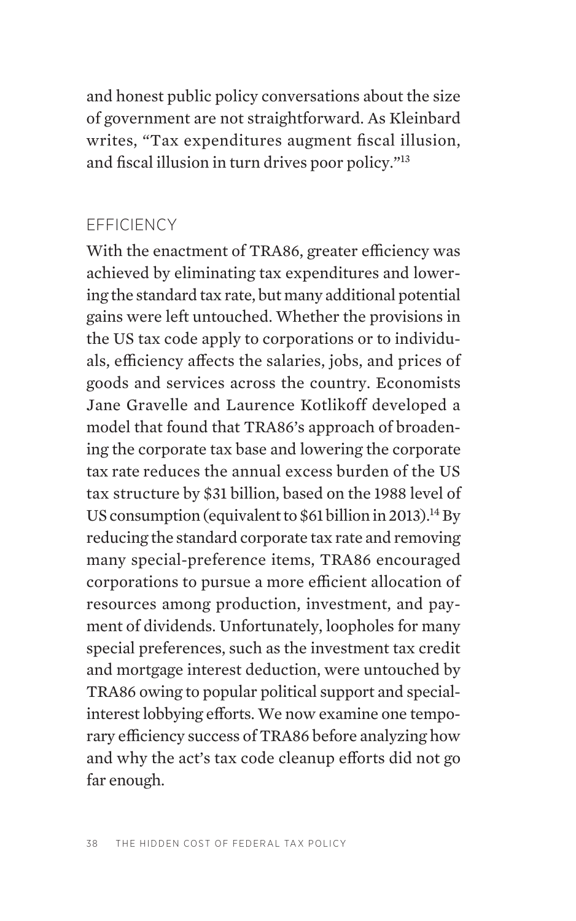and honest public policy conversations about the size of government are not straightforward. As Kleinbard writes, "Tax expenditures augment fiscal illusion, and fiscal illusion in turn drives poor policy."[13]

## EFFICIENCY

With the enactment of TRA86, greater efficiency was achieved by eliminating tax expenditures and lowering the standard tax rate, but many additional potential gains were left untouched. Whether the provisions in the US tax code apply to corporations or to individuals, efficiency affects the salaries, jobs, and prices of goods and services across the country. Economists Jane Gravelle and Laurence Kotlikoff developed a model that found that TRA86's approach of broadening the corporate tax base and lowering the corporate tax rate reduces the annual excess burden of the US tax structure by $31 billion, based on the 1988 level of US consumption (equivalent to $61 billion in 2013).[14] By reducing the standard corporate tax rate and removing many special-preference items, TRA86 encouraged corporations to pursue a more efficient allocation of resources among production, investment, and payment of dividends. Unfortunately, loopholes for many special preferences, such as the investment tax credit and mortgage interest deduction, were untouched by TRA86 owing to popular political support and special-interest lobbying efforts. We now examine one temporary efficiency success of TRA86 before analyzing how and why the act's tax code cleanup efforts did not go far enough.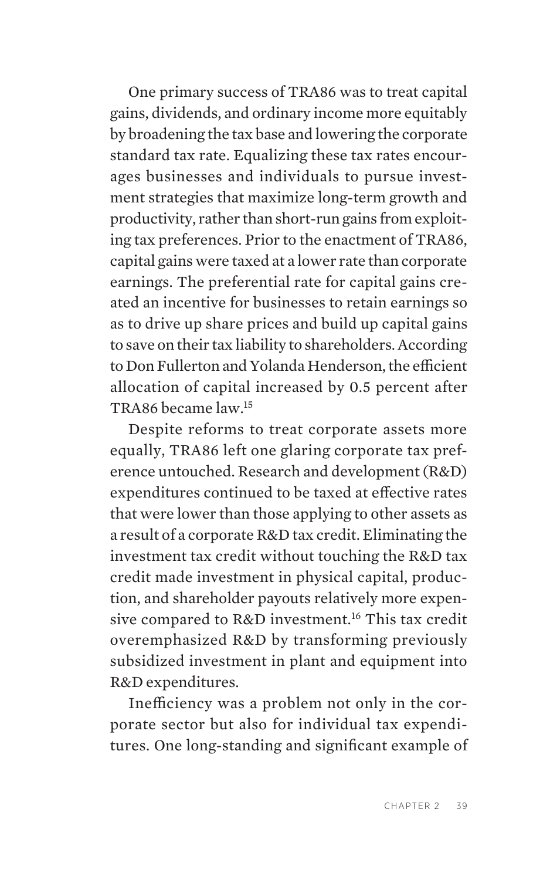One primary success of TRA86 was to treat capital gains, dividends, and ordinary income more equitably by broadening the tax base and lowering the corporate standard tax rate. Equalizing these tax rates encourages businesses and individuals to pursue investment strategies that maximize long-term growth and productivity, rather than short-run gains from exploiting tax preferences. Prior to the enactment of TRA86, capital gains were taxed at a lower rate than corporate earnings. The preferential rate for capital gains created an incentive for businesses to retain earnings so as to drive up share prices and build up capital gains to save on their tax liability to shareholders. According to Don Fullerton and Yolanda Henderson, the efficient allocation of capital increased by 0.5 percent after TRA86 became law.[15]

Despite reforms to treat corporate assets more equally, TRA86 left one glaring corporate tax preference untouched. Research and development (R&D) expenditures continued to be taxed at effective rates that were lower than those applying to other assets as a result of a corporate R&D tax credit. Eliminating the investment tax credit without touching the R&D tax credit made investment in physical capital, production, and shareholder payouts relatively more expensive compared to R&D investment.[16] This tax credit overemphasized R&D by transforming previously subsidized investment in plant and equipment into R&D expenditures.

Inefficiency was a problem not only in the corporate sector but also for individual tax expenditures. One long-standing and significant example of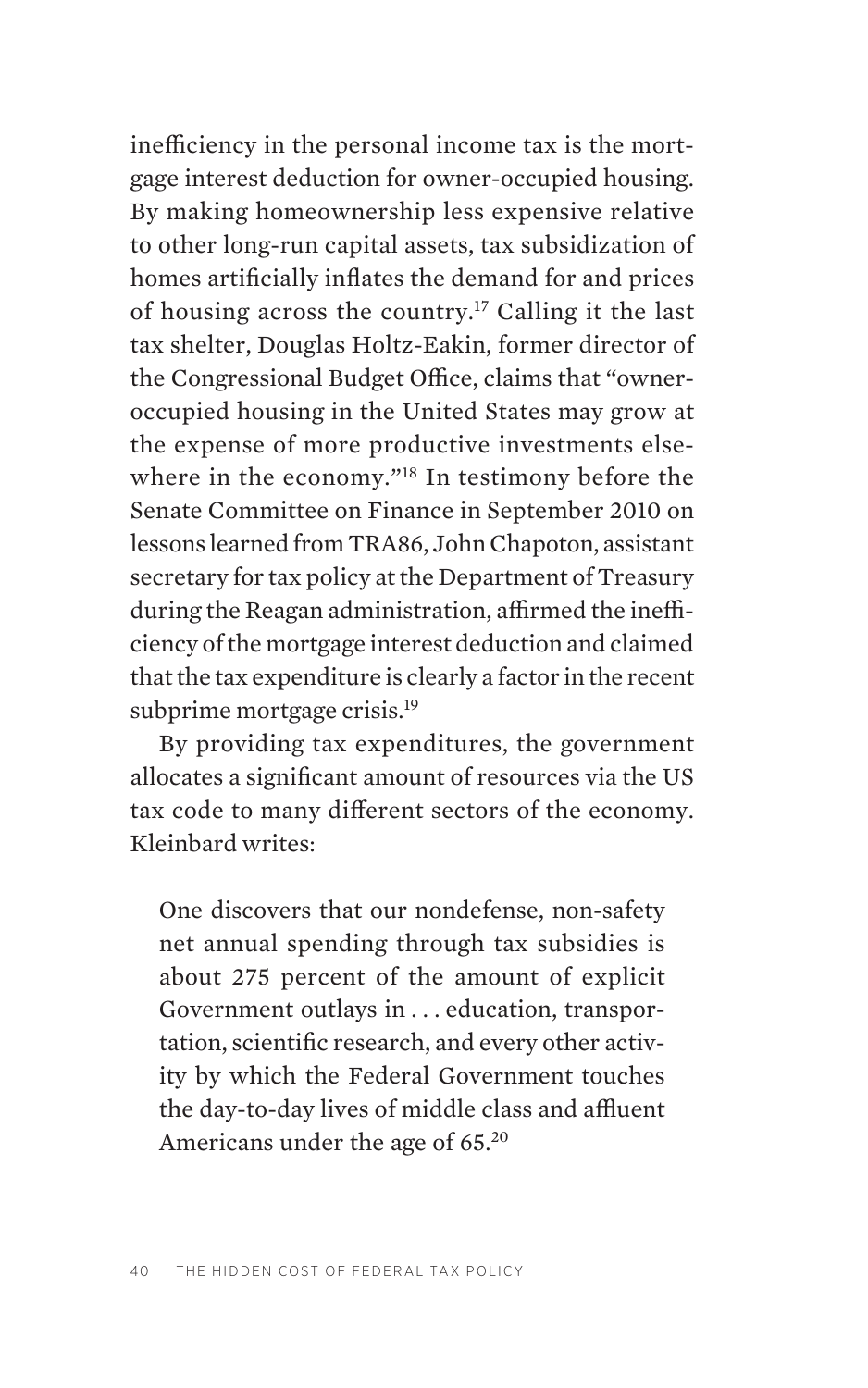inefficiency in the personal income tax is the mortgage interest deduction for owner-occupied housing. By making homeownership less expensive relative to other long-run capital assets, tax subsidization of homes artificially inflates the demand for and prices of housing across the country.[17] Calling it the last tax shelter, Douglas Holtz-Eakin, former director of the Congressional Budget Office, claims that "owner-occupied housing in the United States may grow at the expense of more productive investments elsewhere in the economy."[18] In testimony before the Senate Committee on Finance in September 2010 on lessons learned from TRA86, John Chapoton, assistant secretary for tax policy at the Department of Treasury during the Reagan administration, affirmed the inefficiency of the mortgage interest deduction and claimed that the tax expenditure is clearly a factor in the recent subprime mortgage crisis.[19]

By providing tax expenditures, the government allocates a significant amount of resources via the US tax code to many different sectors of the economy. Kleinbard writes:

> One discovers that our nondefense, non-safety net annual spending through tax subsidies is about 275 percent of the amount of explicit Government outlays in . . . education, transportation, scientific research, and every other activity by which the Federal Government touches the day-to-day lives of middle class and affluent Americans under the age of 65.[20]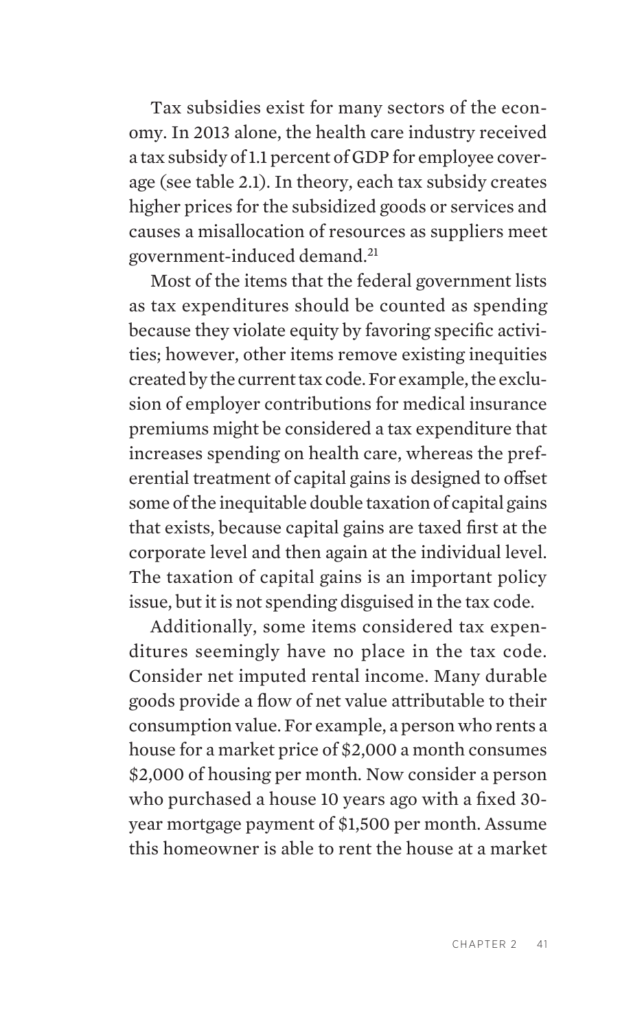Tax subsidies exist for many sectors of the economy. In 2013 alone, the health care industry received a tax subsidy of 1.1 percent of GDP for employee coverage (see table 2.1). In theory, each tax subsidy creates higher prices for the subsidized goods or services and causes a misallocation of resources as suppliers meet government-induced demand.[21]

Most of the items that the federal government lists as tax expenditures should be counted as spending because they violate equity by favoring specific activities; however, other items remove existing inequities created by the current tax code. For example, the exclusion of employer contributions for medical insurance premiums might be considered a tax expenditure that increases spending on health care, whereas the preferential treatment of capital gains is designed to offset some of the inequitable double taxation of capital gains that exists, because capital gains are taxed first at the corporate level and then again at the individual level. The taxation of capital gains is an important policy issue, but it is not spending disguised in the tax code.

Additionally, some items considered tax expenditures seemingly have no place in the tax code. Consider net imputed rental income. Many durable goods provide a flow of net value attributable to their consumption value. For example, a person who rents a house for a market price of $2,000 a month consumes $2,000 of housing per month. Now consider a person who purchased a house 10 years ago with a fixed 30-year mortgage payment of $1,500 per month. Assume this homeowner is able to rent the house at a market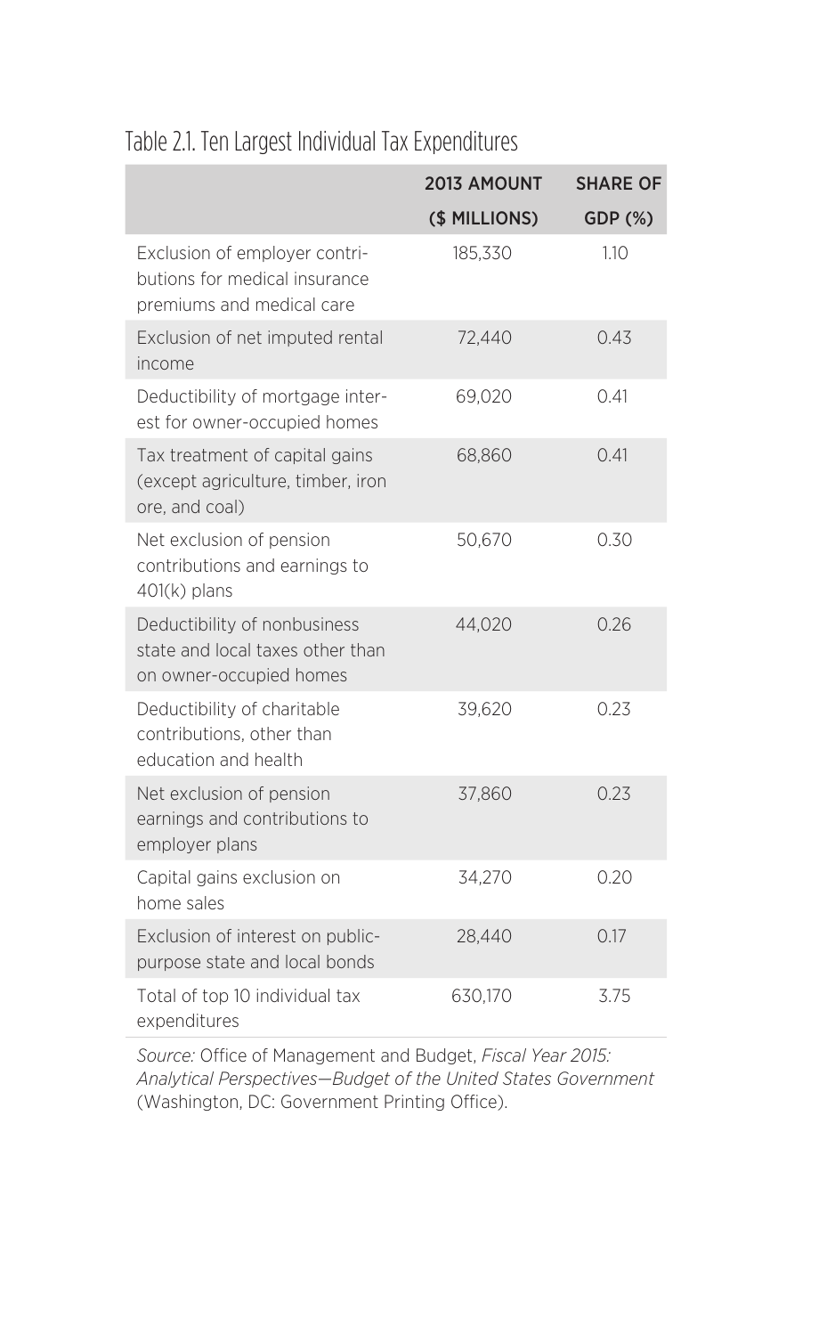Table 2.1. Ten Largest Individual Tax Expenditures

| | 2013 AMOUNT ($ MILLIONS) | SHARE OF GDP (%) |
|---|---|---|
| Exclusion of employer contributions for medical insurance premiums and medical care | 185,330 | 1.10 |
| Exclusion of net imputed rental income | 72,440 | 0.43 |
| Deductibility of mortgage interest for owner-occupied homes | 69,020 | 0.41 |
| Tax treatment of capital gains (except agriculture, timber, iron ore, and coal) | 68,860 | 0.41 |
| Net exclusion of pension contributions and earnings to 401(k) plans | 50,670 | 0.30 |
| Deductibility of nonbusiness state and local taxes other than on owner-occupied homes | 44,020 | 0.26 |
| Deductibility of charitable contributions, other than education and health | 39,620 | 0.23 |
| Net exclusion of pension earnings and contributions to employer plans | 37,860 | 0.23 |
| Capital gains exclusion on home sales | 34,270 | 0.20 |
| Exclusion of interest on public-purpose state and local bonds | 28,440 | 0.17 |
| Total of top 10 individual tax expenditures | 630,170 | 3.75 |

*Source:* Office of Management and Budget, *Fiscal Year 2015: Analytical Perspectives—Budget of the United States Government* (Washington, DC: Government Printing Office).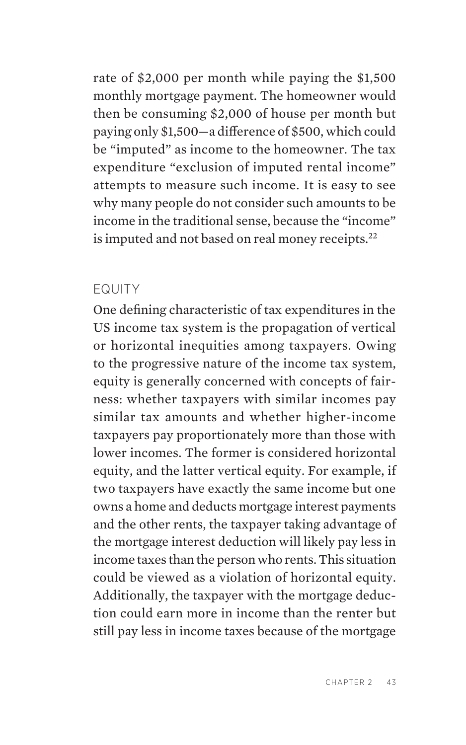rate of $2,000 per month while paying the $1,500 monthly mortgage payment. The homeowner would then be consuming $2,000 of house per month but paying only $1,500—a difference of $500, which could be "imputed" as income to the homeowner. The tax expenditure "exclusion of imputed rental income" attempts to measure such income. It is easy to see why many people do not consider such amounts to be income in the traditional sense, because the "income" is imputed and not based on real money receipts.[22]

## EQUITY

One defining characteristic of tax expenditures in the US income tax system is the propagation of vertical or horizontal inequities among taxpayers. Owing to the progressive nature of the income tax system, equity is generally concerned with concepts of fairness: whether taxpayers with similar incomes pay similar tax amounts and whether higher-income taxpayers pay proportionately more than those with lower incomes. The former is considered horizontal equity, and the latter vertical equity. For example, if two taxpayers have exactly the same income but one owns a home and deducts mortgage interest payments and the other rents, the taxpayer taking advantage of the mortgage interest deduction will likely pay less in income taxes than the person who rents. This situation could be viewed as a violation of horizontal equity. Additionally, the taxpayer with the mortgage deduction could earn more in income than the renter but still pay less in income taxes because of the mortgage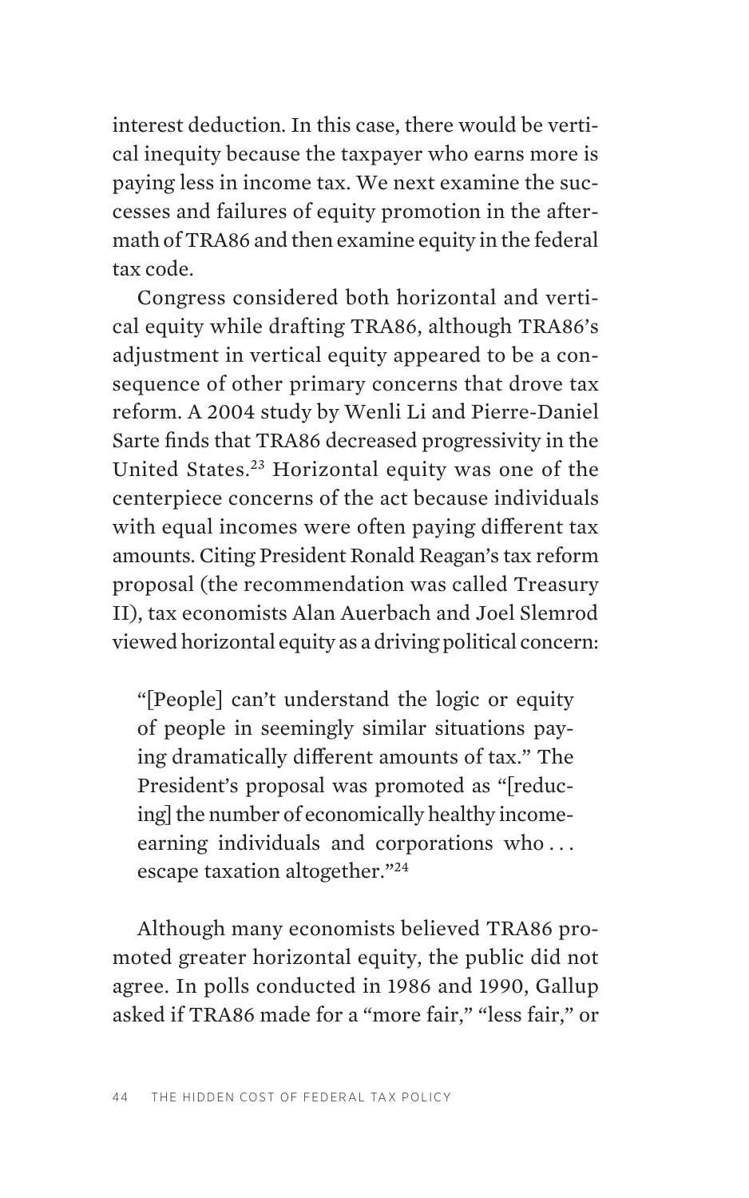interest deduction. In this case, there would be vertical inequity because the taxpayer who earns more is paying less in income tax. We next examine the successes and failures of equity promotion in the aftermath of TRA86 and then examine equity in the federal tax code.

Congress considered both horizontal and vertical equity while drafting TRA86, although TRA86's adjustment in vertical equity appeared to be a consequence of other primary concerns that drove tax reform. A 2004 study by Wenli Li and Pierre-Daniel Sarte finds that TRA86 decreased progressivity in the United States.[23] Horizontal equity was one of the centerpiece concerns of the act because individuals with equal incomes were often paying different tax amounts. Citing President Ronald Reagan's tax reform proposal (the recommendation was called Treasury II), tax economists Alan Auerbach and Joel Slemrod viewed horizontal equity as a driving political concern:

> "[People] can't understand the logic or equity of people in seemingly similar situations paying dramatically different amounts of tax." The President's proposal was promoted as "[reducing] the number of economically healthy income-earning individuals and corporations who . . . escape taxation altogether."[24]

Although many economists believed TRA86 promoted greater horizontal equity, the public did not agree. In polls conducted in 1986 and 1990, Gallup asked if TRA86 made for a "more fair," "less fair," or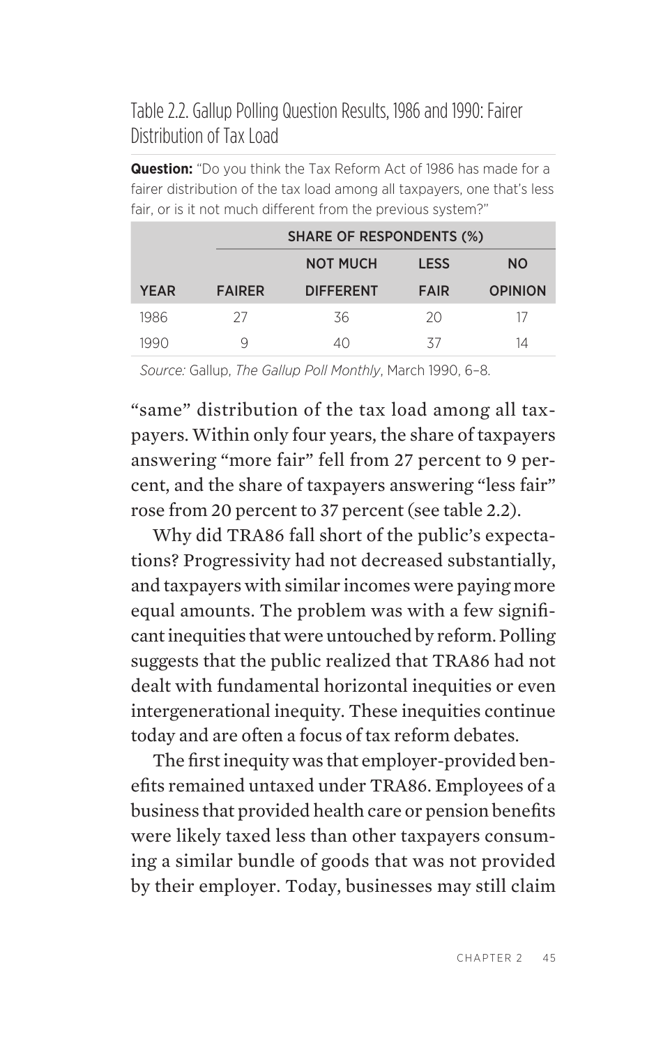Table 2.2. Gallup Polling Question Results, 1986 and 1990: Fairer Distribution of Tax Load

**Question:** "Do you think the Tax Reform Act of 1986 has made for a fairer distribution of the tax load among all taxpayers, one that's less fair, or is it not much different from the previous system?"

| | SHARE OF RESPONDENTS (%) | | | |
|---|---|---|---|---|
| YEAR | FAIRER | NOT MUCH DIFFERENT | LESS FAIR | NO OPINION |
| 1986 | 27 | 36 | 20 | 17 |
| 1990 | 9 | 40 | 37 | 14 |

*Source:* Gallup, *The Gallup Poll Monthly*, March 1990, 6–8.

"same" distribution of the tax load among all taxpayers. Within only four years, the share of taxpayers answering "more fair" fell from 27 percent to 9 percent, and the share of taxpayers answering "less fair" rose from 20 percent to 37 percent (see table 2.2).

Why did TRA86 fall short of the public's expectations? Progressivity had not decreased substantially, and taxpayers with similar incomes were paying more equal amounts. The problem was with a few significant inequities that were untouched by reform. Polling suggests that the public realized that TRA86 had not dealt with fundamental horizontal inequities or even intergenerational inequity. These inequities continue today and are often a focus of tax reform debates.

The first inequity was that employer-provided benefits remained untaxed under TRA86. Employees of a business that provided health care or pension benefits were likely taxed less than other taxpayers consuming a similar bundle of goods that was not provided by their employer. Today, businesses may still claim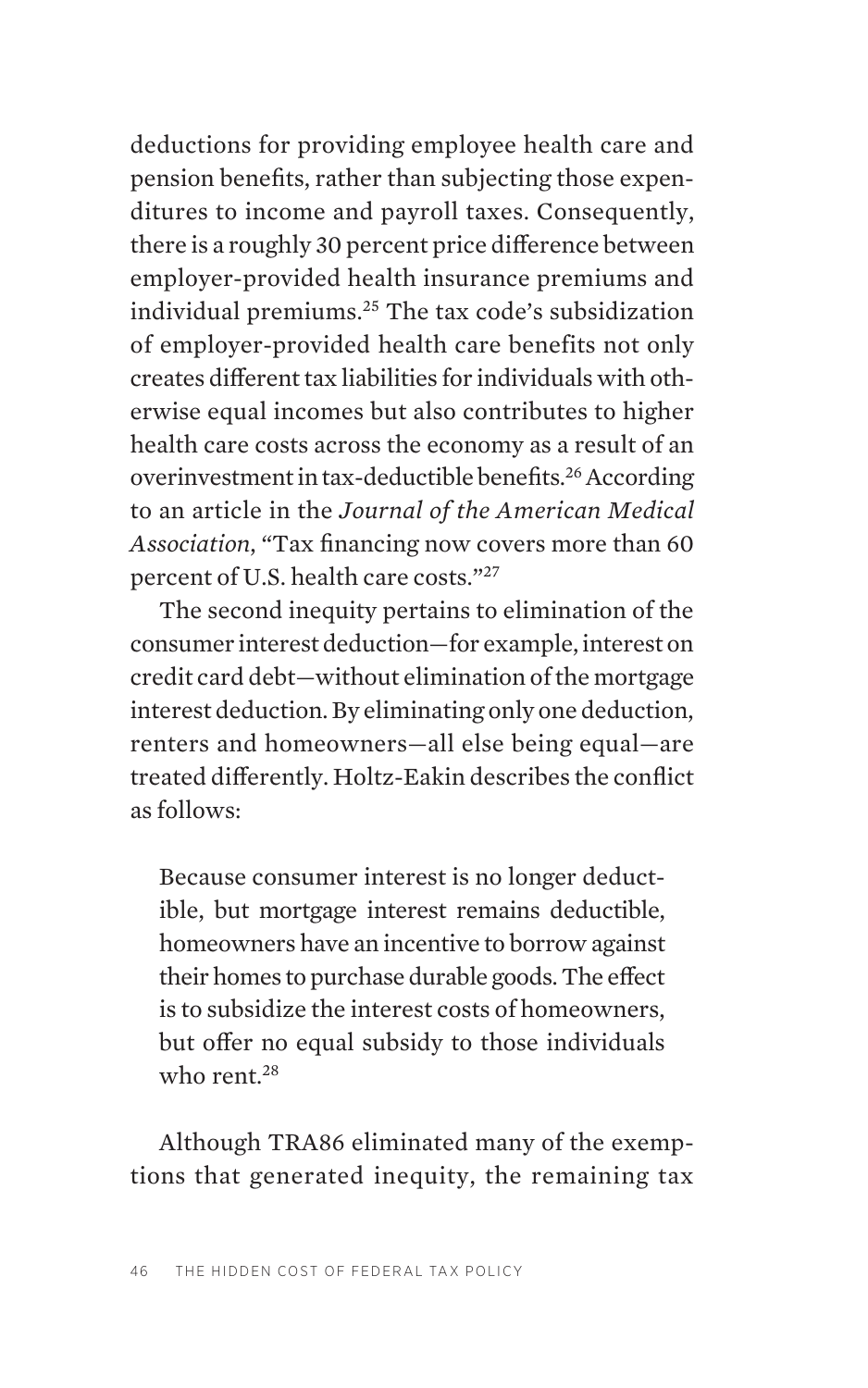deductions for providing employee health care and pension benefits, rather than subjecting those expenditures to income and payroll taxes. Consequently, there is a roughly 30 percent price difference between employer-provided health insurance premiums and individual premiums.[25] The tax code's subsidization of employer-provided health care benefits not only creates different tax liabilities for individuals with otherwise equal incomes but also contributes to higher health care costs across the economy as a result of an overinvestment in tax-deductible benefits.[26] According to an article in the *Journal of the American Medical Association*, "Tax financing now covers more than 60 percent of U.S. health care costs."[27]

The second inequity pertains to elimination of the consumer interest deduction—for example, interest on credit card debt—without elimination of the mortgage interest deduction. By eliminating only one deduction, renters and homeowners—all else being equal—are treated differently. Holtz-Eakin describes the conflict as follows:

> Because consumer interest is no longer deductible, but mortgage interest remains deductible, homeowners have an incentive to borrow against their homes to purchase durable goods. The effect is to subsidize the interest costs of homeowners, but offer no equal subsidy to those individuals who rent.[28]

Although TRA86 eliminated many of the exemptions that generated inequity, the remaining tax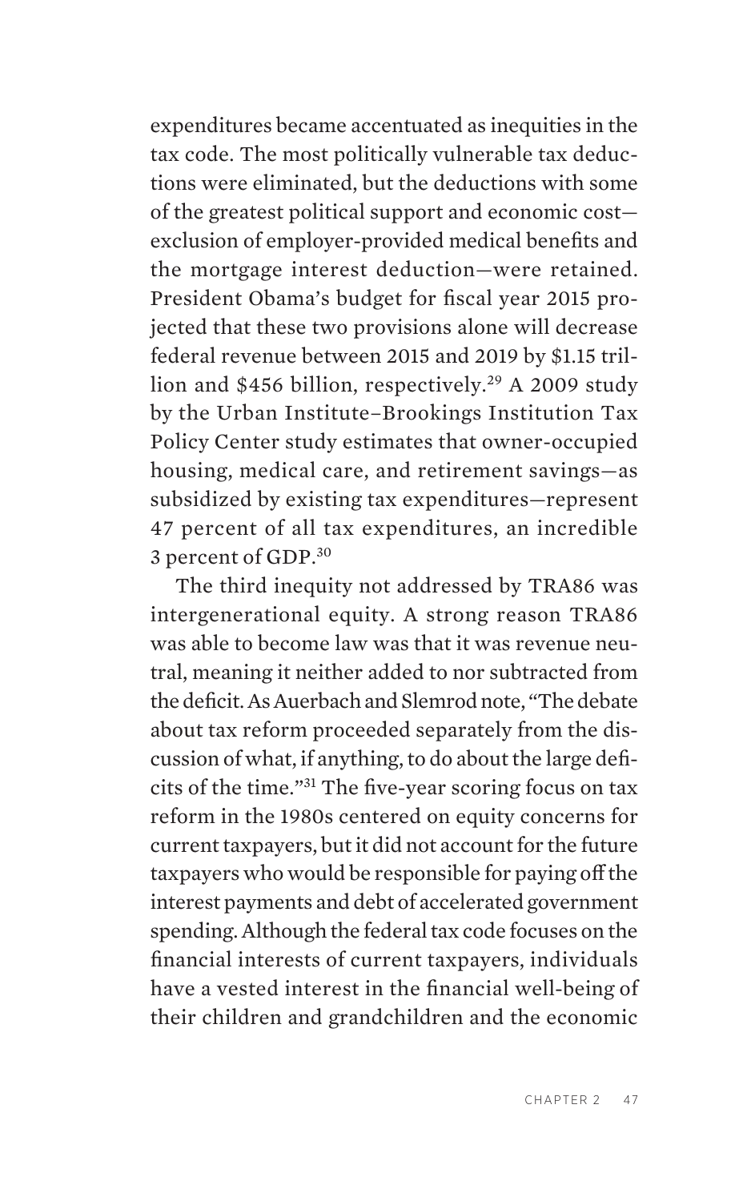expenditures became accentuated as inequities in the tax code. The most politically vulnerable tax deductions were eliminated, but the deductions with some of the greatest political support and economic cost—exclusion of employer-provided medical benefits and the mortgage interest deduction—were retained. President Obama's budget for fiscal year 2015 projected that these two provisions alone will decrease federal revenue between 2015 and 2019 by $1.15 trillion and $456 billion, respectively.[29] A 2009 study by the Urban Institute–Brookings Institution Tax Policy Center study estimates that owner-occupied housing, medical care, and retirement savings—as subsidized by existing tax expenditures—represent 47 percent of all tax expenditures, an incredible 3 percent of GDP.[30]

The third inequity not addressed by TRA86 was intergenerational equity. A strong reason TRA86 was able to become law was that it was revenue neutral, meaning it neither added to nor subtracted from the deficit. As Auerbach and Slemrod note, "The debate about tax reform proceeded separately from the discussion of what, if anything, to do about the large deficits of the time."[31] The five-year scoring focus on tax reform in the 1980s centered on equity concerns for current taxpayers, but it did not account for the future taxpayers who would be responsible for paying off the interest payments and debt of accelerated government spending. Although the federal tax code focuses on the financial interests of current taxpayers, individuals have a vested interest in the financial well-being of their children and grandchildren and the economic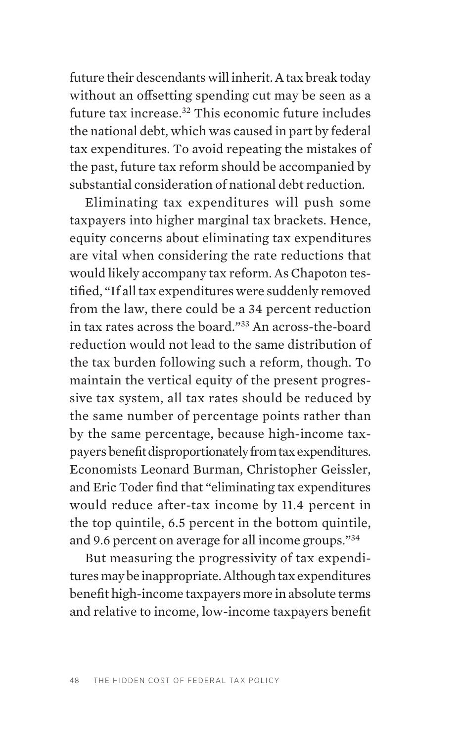future their descendants will inherit. A tax break today without an offsetting spending cut may be seen as a future tax increase.[32] This economic future includes the national debt, which was caused in part by federal tax expenditures. To avoid repeating the mistakes of the past, future tax reform should be accompanied by substantial consideration of national debt reduction.

Eliminating tax expenditures will push some taxpayers into higher marginal tax brackets. Hence, equity concerns about eliminating tax expenditures are vital when considering the rate reductions that would likely accompany tax reform. As Chapoton testified, "If all tax expenditures were suddenly removed from the law, there could be a 34 percent reduction in tax rates across the board."[33] An across-the-board reduction would not lead to the same distribution of the tax burden following such a reform, though. To maintain the vertical equity of the present progressive tax system, all tax rates should be reduced by the same number of percentage points rather than by the same percentage, because high-income taxpayers benefit disproportionately from tax expenditures. Economists Leonard Burman, Christopher Geissler, and Eric Toder find that "eliminating tax expenditures would reduce after-tax income by 11.4 percent in the top quintile, 6.5 percent in the bottom quintile, and 9.6 percent on average for all income groups."[34]

But measuring the progressivity of tax expenditures may be inappropriate. Although tax expenditures benefit high-income taxpayers more in absolute terms and relative to income, low-income taxpayers benefit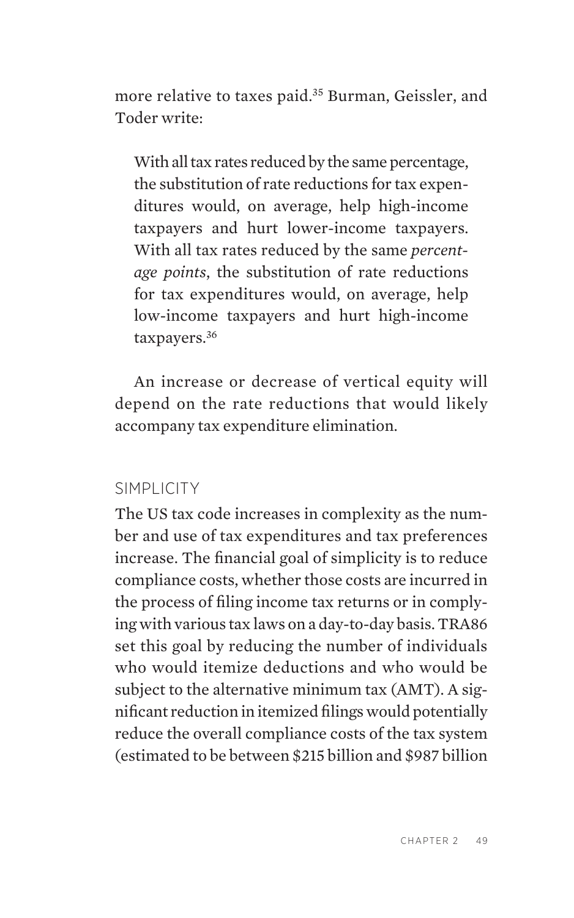more relative to taxes paid.[35] Burman, Geissler, and Toder write:

> With all tax rates reduced by the same percentage, the substitution of rate reductions for tax expenditures would, on average, help high-income taxpayers and hurt lower-income taxpayers. With all tax rates reduced by the same *percentage points*, the substitution of rate reductions for tax expenditures would, on average, help low-income taxpayers and hurt high-income taxpayers.[36]

An increase or decrease of vertical equity will depend on the rate reductions that would likely accompany tax expenditure elimination.

## SIMPLICITY

The US tax code increases in complexity as the number and use of tax expenditures and tax preferences increase. The financial goal of simplicity is to reduce compliance costs, whether those costs are incurred in the process of filing income tax returns or in complying with various tax laws on a day-to-day basis. TRA86 set this goal by reducing the number of individuals who would itemize deductions and who would be subject to the alternative minimum tax (AMT). A significant reduction in itemized filings would potentially reduce the overall compliance costs of the tax system (estimated to be between $215 billion and $987 billion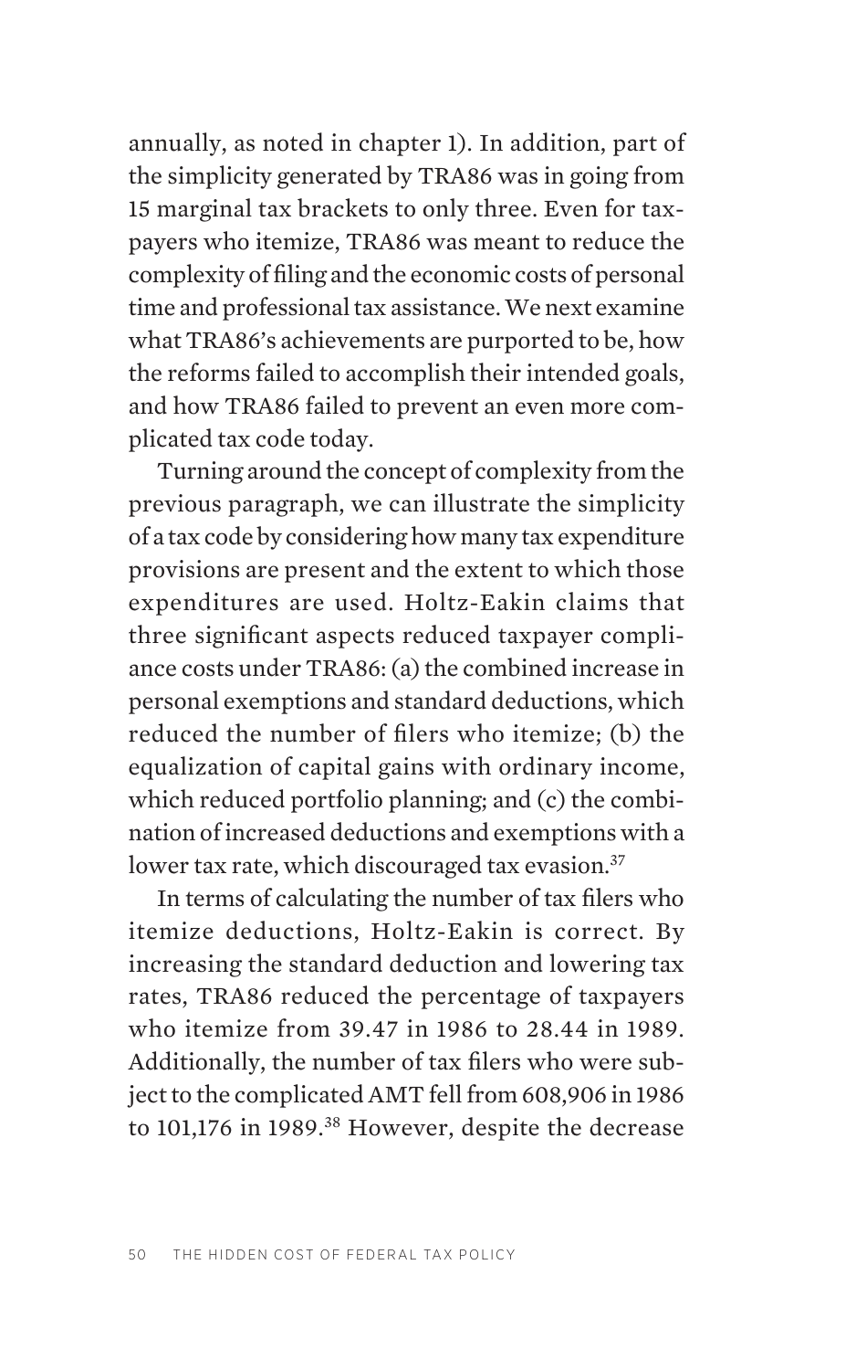annually, as noted in chapter 1). In addition, part of the simplicity generated by TRA86 was in going from 15 marginal tax brackets to only three. Even for taxpayers who itemize, TRA86 was meant to reduce the complexity of filing and the economic costs of personal time and professional tax assistance. We next examine what TRA86's achievements are purported to be, how the reforms failed to accomplish their intended goals, and how TRA86 failed to prevent an even more complicated tax code today.

Turning around the concept of complexity from the previous paragraph, we can illustrate the simplicity of a tax code by considering how many tax expenditure provisions are present and the extent to which those expenditures are used. Holtz-Eakin claims that three significant aspects reduced taxpayer compliance costs under TRA86: (a) the combined increase in personal exemptions and standard deductions, which reduced the number of filers who itemize; (b) the equalization of capital gains with ordinary income, which reduced portfolio planning; and (c) the combination of increased deductions and exemptions with a lower tax rate, which discouraged tax evasion.[37]

In terms of calculating the number of tax filers who itemize deductions, Holtz-Eakin is correct. By increasing the standard deduction and lowering tax rates, TRA86 reduced the percentage of taxpayers who itemize from 39.47 in 1986 to 28.44 in 1989. Additionally, the number of tax filers who were subject to the complicated AMT fell from 608,906 in 1986 to 101,176 in 1989.[38] However, despite the decrease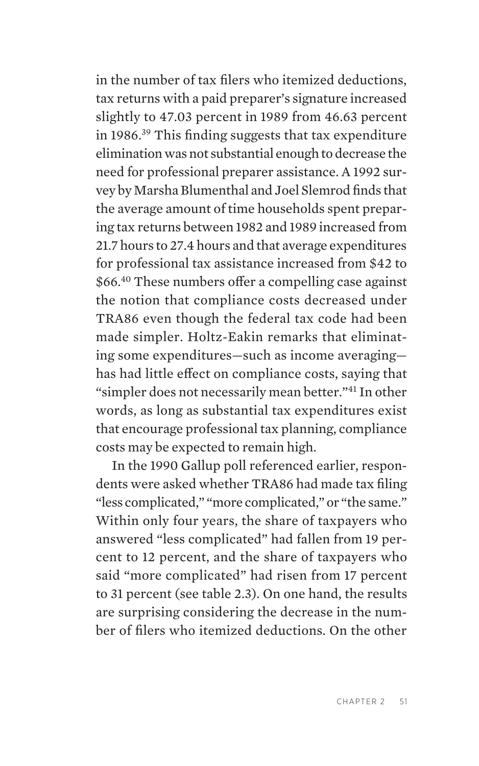in the number of tax filers who itemized deductions, tax returns with a paid preparer's signature increased slightly to 47.03 percent in 1989 from 46.63 percent in 1986.[39] This finding suggests that tax expenditure elimination was not substantial enough to decrease the need for professional preparer assistance. A 1992 survey by Marsha Blumenthal and Joel Slemrod finds that the average amount of time households spent preparing tax returns between 1982 and 1989 increased from 21.7 hours to 27.4 hours and that average expenditures for professional tax assistance increased from $42 to $66.[40] These numbers offer a compelling case against the notion that compliance costs decreased under TRA86 even though the federal tax code had been made simpler. Holtz-Eakin remarks that eliminating some expenditures—such as income averaging—has had little effect on compliance costs, saying that "simpler does not necessarily mean better."[41] In other words, as long as substantial tax expenditures exist that encourage professional tax planning, compliance costs may be expected to remain high.

In the 1990 Gallup poll referenced earlier, respondents were asked whether TRA86 had made tax filing "less complicated," "more complicated," or "the same." Within only four years, the share of taxpayers who answered "less complicated" had fallen from 19 percent to 12 percent, and the share of taxpayers who said "more complicated" had risen from 17 percent to 31 percent (see table 2.3). On one hand, the results are surprising considering the decrease in the number of filers who itemized deductions. On the other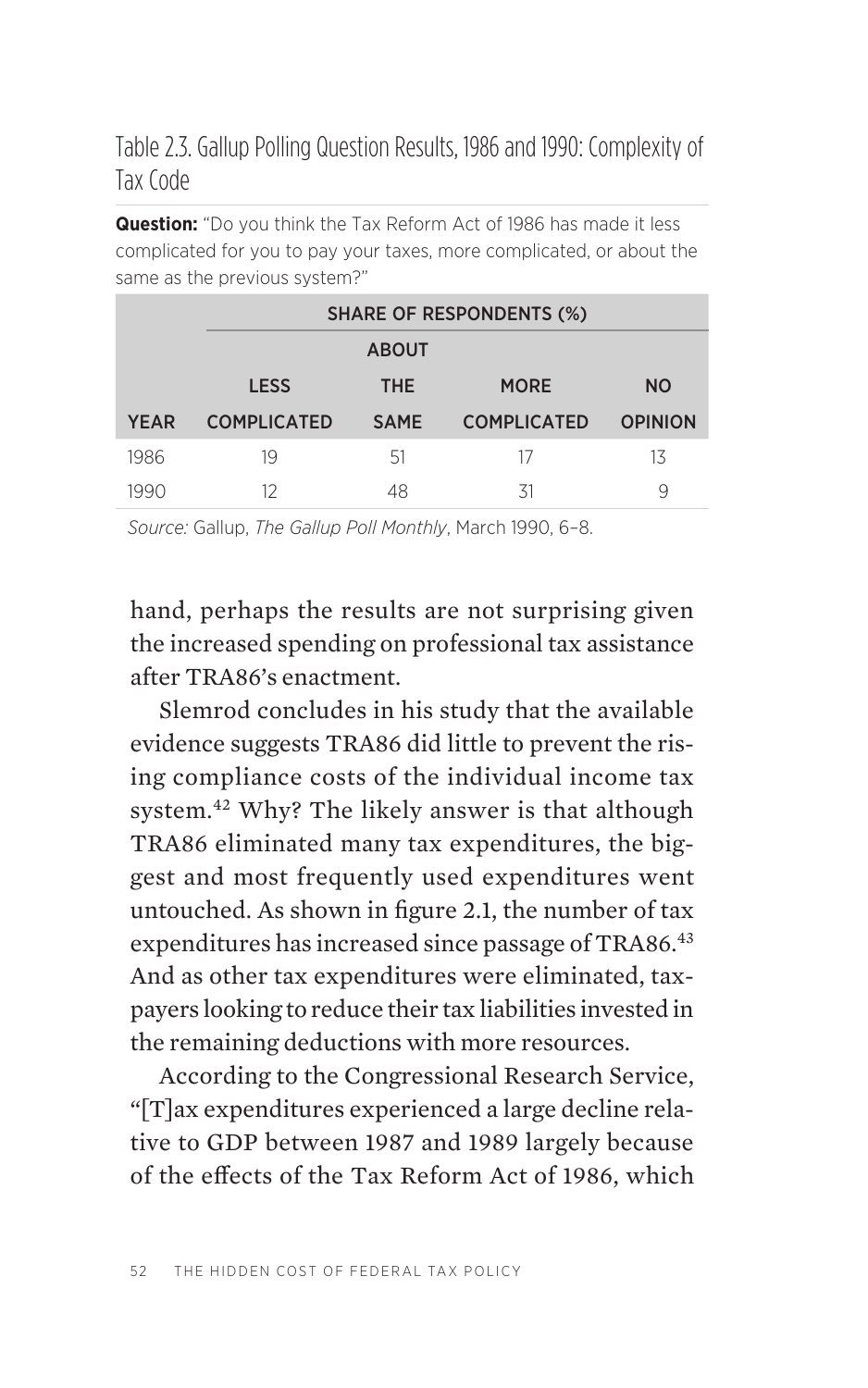Table 2.3. Gallup Polling Question Results, 1986 and 1990: Complexity of Tax Code

**Question:** "Do you think the Tax Reform Act of 1986 has made it less complicated for you to pay your taxes, more complicated, or about the same as the previous system?"

| | SHARE OF RESPONDENTS (%) | | | |
|---|---|---|---|---|
| YEAR | LESS COMPLICATED | ABOUT THE SAME | MORE COMPLICATED | NO OPINION |
| 1986 | 19 | 51 | 17 | 13 |
| 1990 | 12 | 48 | 31 | 9 |

*Source:* Gallup, *The Gallup Poll Monthly*, March 1990, 6–8.

hand, perhaps the results are not surprising given the increased spending on professional tax assistance after TRA86's enactment.

Slemrod concludes in his study that the available evidence suggests TRA86 did little to prevent the rising compliance costs of the individual income tax system.[42] Why? The likely answer is that although TRA86 eliminated many tax expenditures, the biggest and most frequently used expenditures went untouched. As shown in figure 2.1, the number of tax expenditures has increased since passage of TRA86.[43] And as other tax expenditures were eliminated, taxpayers looking to reduce their tax liabilities invested in the remaining deductions with more resources.

According to the Congressional Research Service, "[T]ax expenditures experienced a large decline relative to GDP between 1987 and 1989 largely because of the effects of the Tax Reform Act of 1986, which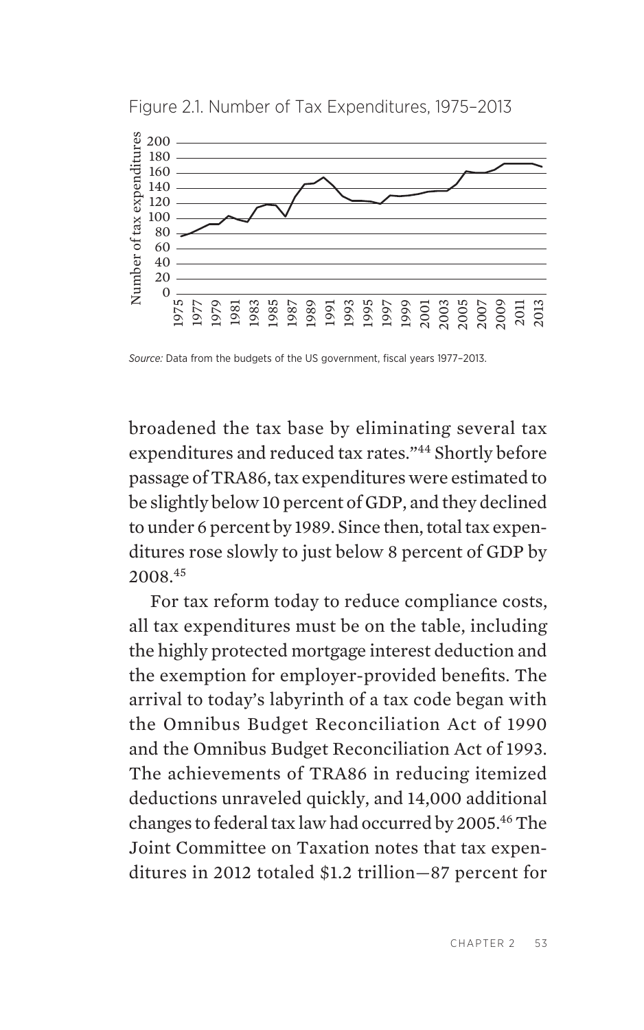Figure 2.1. Number of Tax Expenditures, 1975–2013

*Source:* Data from the budgets of the US government, fiscal years 1977–2013.

broadened the tax base by eliminating several tax expenditures and reduced tax rates."[44] Shortly before passage of TRA86, tax expenditures were estimated to be slightly below 10 percent of GDP, and they declined to under 6 percent by 1989. Since then, total tax expenditures rose slowly to just below 8 percent of GDP by 2008.[45]

For tax reform today to reduce compliance costs, all tax expenditures must be on the table, including the highly protected mortgage interest deduction and the exemption for employer-provided benefits. The arrival to today's labyrinth of a tax code began with the Omnibus Budget Reconciliation Act of 1990 and the Omnibus Budget Reconciliation Act of 1993. The achievements of TRA86 in reducing itemized deductions unraveled quickly, and 14,000 additional changes to federal tax law had occurred by 2005.[46] The Joint Committee on Taxation notes that tax expenditures in 2012 totaled $1.2 trillion—87 percent for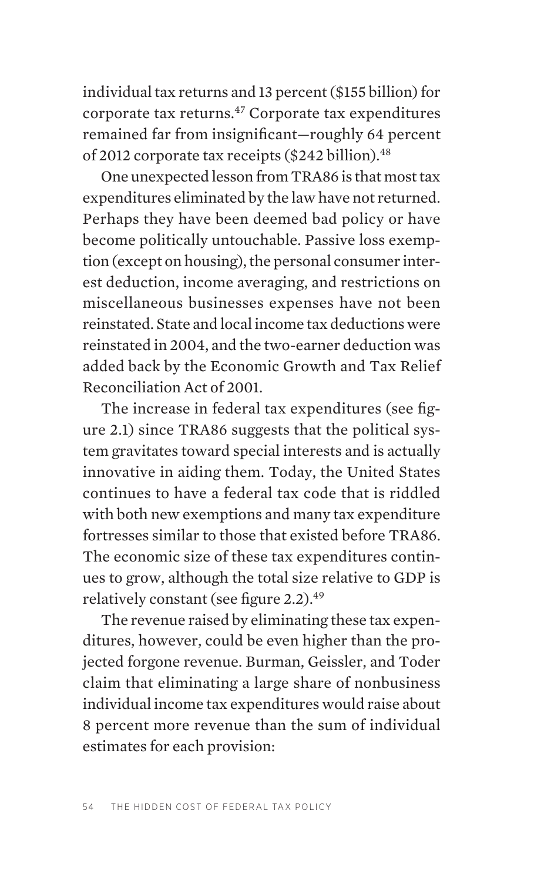individual tax returns and 13 percent ($155 billion) for corporate tax returns.[47] Corporate tax expenditures remained far from insignificant—roughly 64 percent of 2012 corporate tax receipts ($242 billion).[48]

One unexpected lesson from TRA86 is that most tax expenditures eliminated by the law have not returned. Perhaps they have been deemed bad policy or have become politically untouchable. Passive loss exemption (except on housing), the personal consumer interest deduction, income averaging, and restrictions on miscellaneous businesses expenses have not been reinstated. State and local income tax deductions were reinstated in 2004, and the two-earner deduction was added back by the Economic Growth and Tax Relief Reconciliation Act of 2001.

The increase in federal tax expenditures (see figure 2.1) since TRA86 suggests that the political system gravitates toward special interests and is actually innovative in aiding them. Today, the United States continues to have a federal tax code that is riddled with both new exemptions and many tax expenditure fortresses similar to those that existed before TRA86. The economic size of these tax expenditures continues to grow, although the total size relative to GDP is relatively constant (see figure 2.2).[49]

The revenue raised by eliminating these tax expenditures, however, could be even higher than the projected forgone revenue. Burman, Geissler, and Toder claim that eliminating a large share of nonbusiness individual income tax expenditures would raise about 8 percent more revenue than the sum of individual estimates for each provision: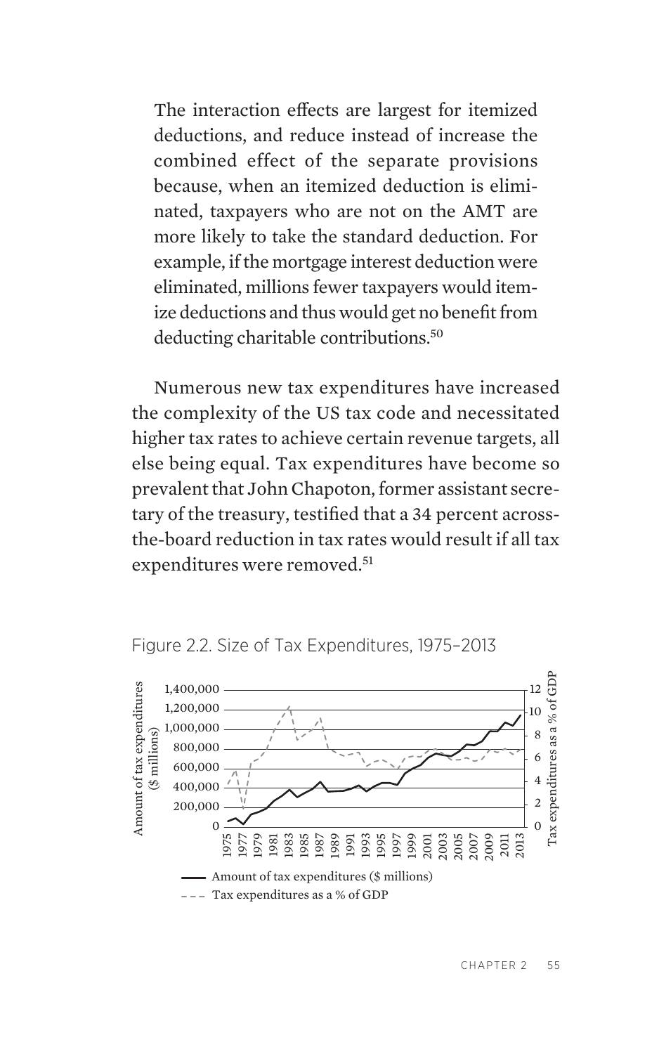> The interaction effects are largest for itemized deductions, and reduce instead of increase the combined effect of the separate provisions because, when an itemized deduction is eliminated, taxpayers who are not on the AMT are more likely to take the standard deduction. For example, if the mortgage interest deduction were eliminated, millions fewer taxpayers would itemize deductions and thus would get no benefit from deducting charitable contributions.[50]

Numerous new tax expenditures have increased the complexity of the US tax code and necessitated higher tax rates to achieve certain revenue targets, all else being equal. Tax expenditures have become so prevalent that John Chapoton, former assistant secretary of the treasury, testified that a 34 percent across-the-board reduction in tax rates would result if all tax expenditures were removed.[51]

Figure 2.2. Size of Tax Expenditures, 1975–2013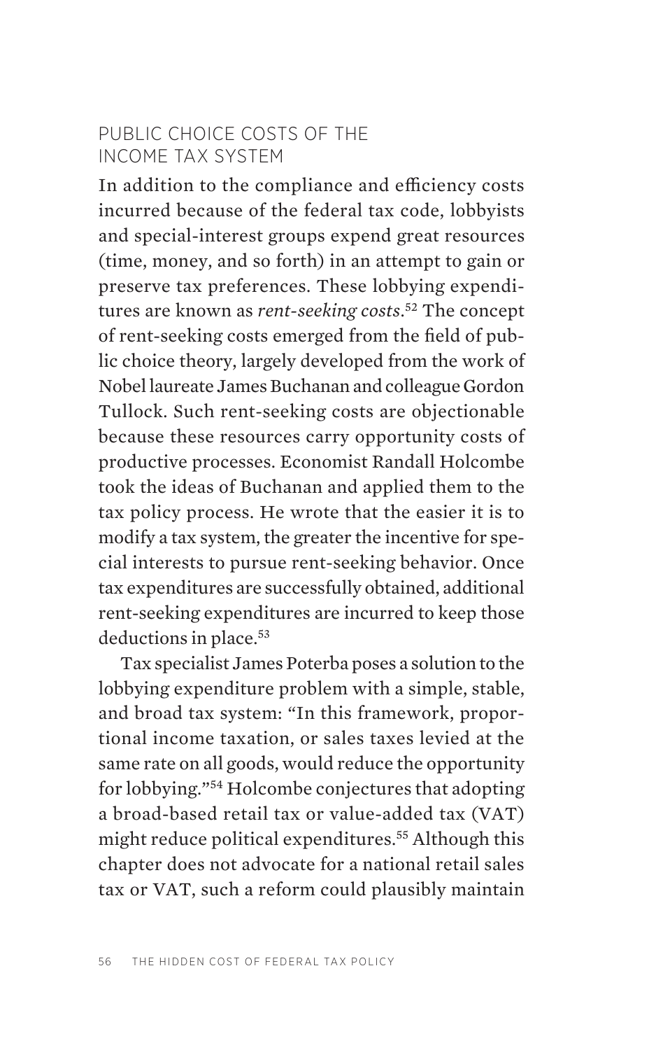## PUBLIC CHOICE COSTS OF THE INCOME TAX SYSTEM

In addition to the compliance and efficiency costs incurred because of the federal tax code, lobbyists and special-interest groups expend great resources (time, money, and so forth) in an attempt to gain or preserve tax preferences. These lobbying expenditures are known as *rent-seeking costs*.[52] The concept of rent-seeking costs emerged from the field of public choice theory, largely developed from the work of Nobel laureate James Buchanan and colleague Gordon Tullock. Such rent-seeking costs are objectionable because these resources carry opportunity costs of productive processes. Economist Randall Holcombe took the ideas of Buchanan and applied them to the tax policy process. He wrote that the easier it is to modify a tax system, the greater the incentive for special interests to pursue rent-seeking behavior. Once tax expenditures are successfully obtained, additional rent-seeking expenditures are incurred to keep those deductions in place.[53]

Tax specialist James Poterba poses a solution to the lobbying expenditure problem with a simple, stable, and broad tax system: "In this framework, proportional income taxation, or sales taxes levied at the same rate on all goods, would reduce the opportunity for lobbying."[54] Holcombe conjectures that adopting a broad-based retail tax or value-added tax (VAT) might reduce political expenditures.[55] Although this chapter does not advocate for a national retail sales tax or VAT, such a reform could plausibly maintain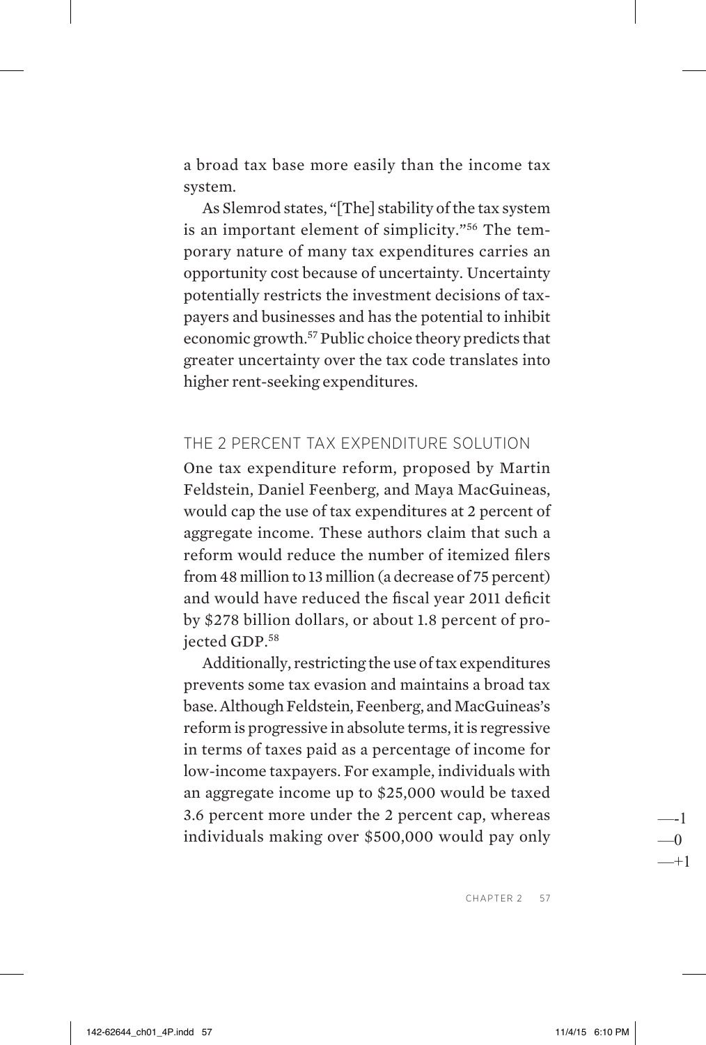a broad tax base more easily than the income tax system.

As Slemrod states, "[The] stability of the tax system is an important element of simplicity."[56] The temporary nature of many tax expenditures carries an opportunity cost because of uncertainty. Uncertainty potentially restricts the investment decisions of taxpayers and businesses and has the potential to inhibit economic growth.[57] Public choice theory predicts that greater uncertainty over the tax code translates into higher rent-seeking expenditures.

## THE 2 PERCENT TAX EXPENDITURE SOLUTION

One tax expenditure reform, proposed by Martin Feldstein, Daniel Feenberg, and Maya MacGuineas, would cap the use of tax expenditures at 2 percent of aggregate income. These authors claim that such a reform would reduce the number of itemized filers from 48 million to 13 million (a decrease of 75 percent) and would have reduced the fiscal year 2011 deficit by $278 billion dollars, or about 1.8 percent of projected GDP.[58]

Additionally, restricting the use of tax expenditures prevents some tax evasion and maintains a broad tax base. Although Feldstein, Feenberg, and MacGuineas's reform is progressive in absolute terms, it is regressive in terms of taxes paid as a percentage of income for low-income taxpayers. For example, individuals with an aggregate income up to $25,000 would be taxed 3.6 percent more under the 2 percent cap, whereas individuals making over $500,000 would pay only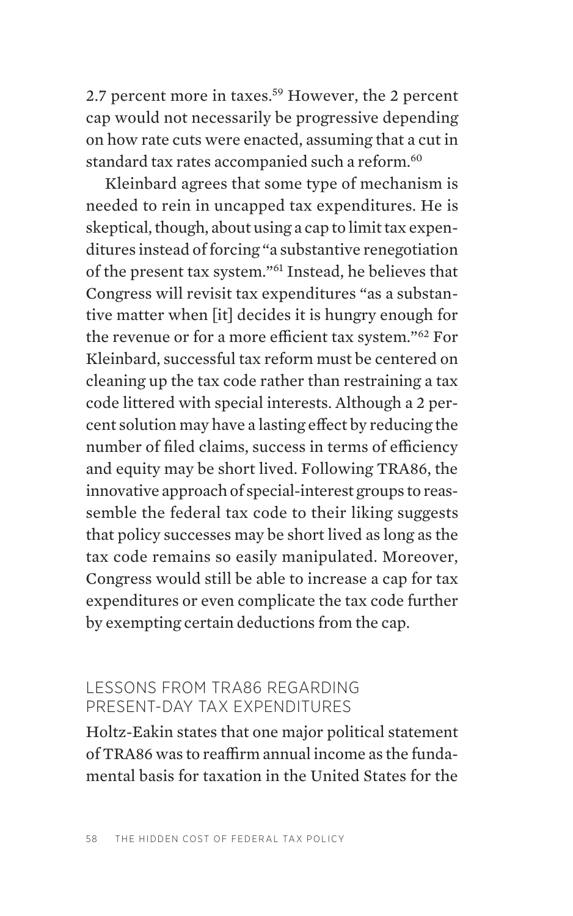2.7 percent more in taxes.[59] However, the 2 percent cap would not necessarily be progressive depending on how rate cuts were enacted, assuming that a cut in standard tax rates accompanied such a reform.[60]

Kleinbard agrees that some type of mechanism is needed to rein in uncapped tax expenditures. He is skeptical, though, about using a cap to limit tax expenditures instead of forcing "a substantive renegotiation of the present tax system."[61] Instead, he believes that Congress will revisit tax expenditures "as a substantive matter when [it] decides it is hungry enough for the revenue or for a more efficient tax system."[62] For Kleinbard, successful tax reform must be centered on cleaning up the tax code rather than restraining a tax code littered with special interests. Although a 2 percent solution may have a lasting effect by reducing the number of filed claims, success in terms of efficiency and equity may be short lived. Following TRA86, the innovative approach of special-interest groups to reassemble the federal tax code to their liking suggests that policy successes may be short lived as long as the tax code remains so easily manipulated. Moreover, Congress would still be able to increase a cap for tax expenditures or even complicate the tax code further by exempting certain deductions from the cap.

## LESSONS FROM TRA86 REGARDING PRESENT-DAY TAX EXPENDITURES

Holtz-Eakin states that one major political statement of TRA86 was to reaffirm annual income as the fundamental basis for taxation in the United States for the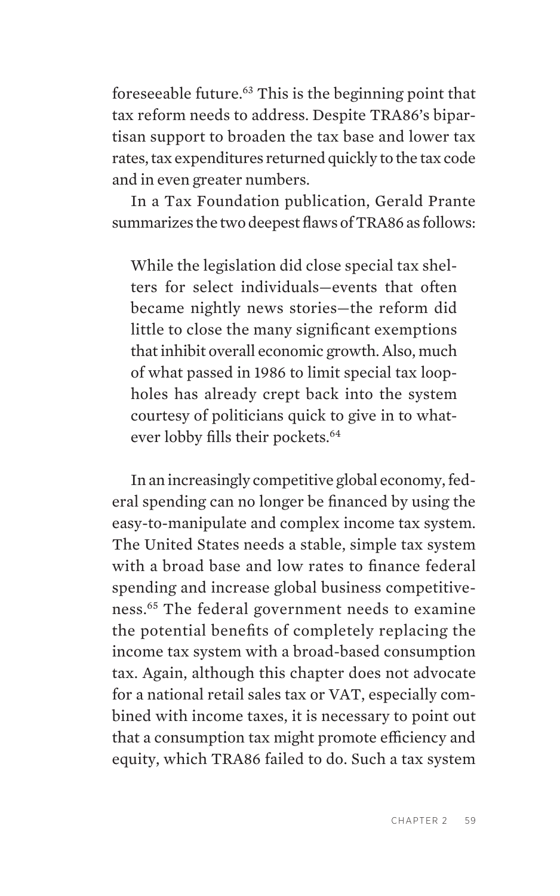foreseeable future.[63] This is the beginning point that tax reform needs to address. Despite TRA86's bipartisan support to broaden the tax base and lower tax rates, tax expenditures returned quickly to the tax code and in even greater numbers.

In a Tax Foundation publication, Gerald Prante summarizes the two deepest flaws of TRA86 as follows:

> While the legislation did close special tax shelters for select individuals—events that often became nightly news stories—the reform did little to close the many significant exemptions that inhibit overall economic growth. Also, much of what passed in 1986 to limit special tax loopholes has already crept back into the system courtesy of politicians quick to give in to whatever lobby fills their pockets.[64]

In an increasingly competitive global economy, federal spending can no longer be financed by using the easy-to-manipulate and complex income tax system. The United States needs a stable, simple tax system with a broad base and low rates to finance federal spending and increase global business competitiveness.[65] The federal government needs to examine the potential benefits of completely replacing the income tax system with a broad-based consumption tax. Again, although this chapter does not advocate for a national retail sales tax or VAT, especially combined with income taxes, it is necessary to point out that a consumption tax might promote efficiency and equity, which TRA86 failed to do. Such a tax system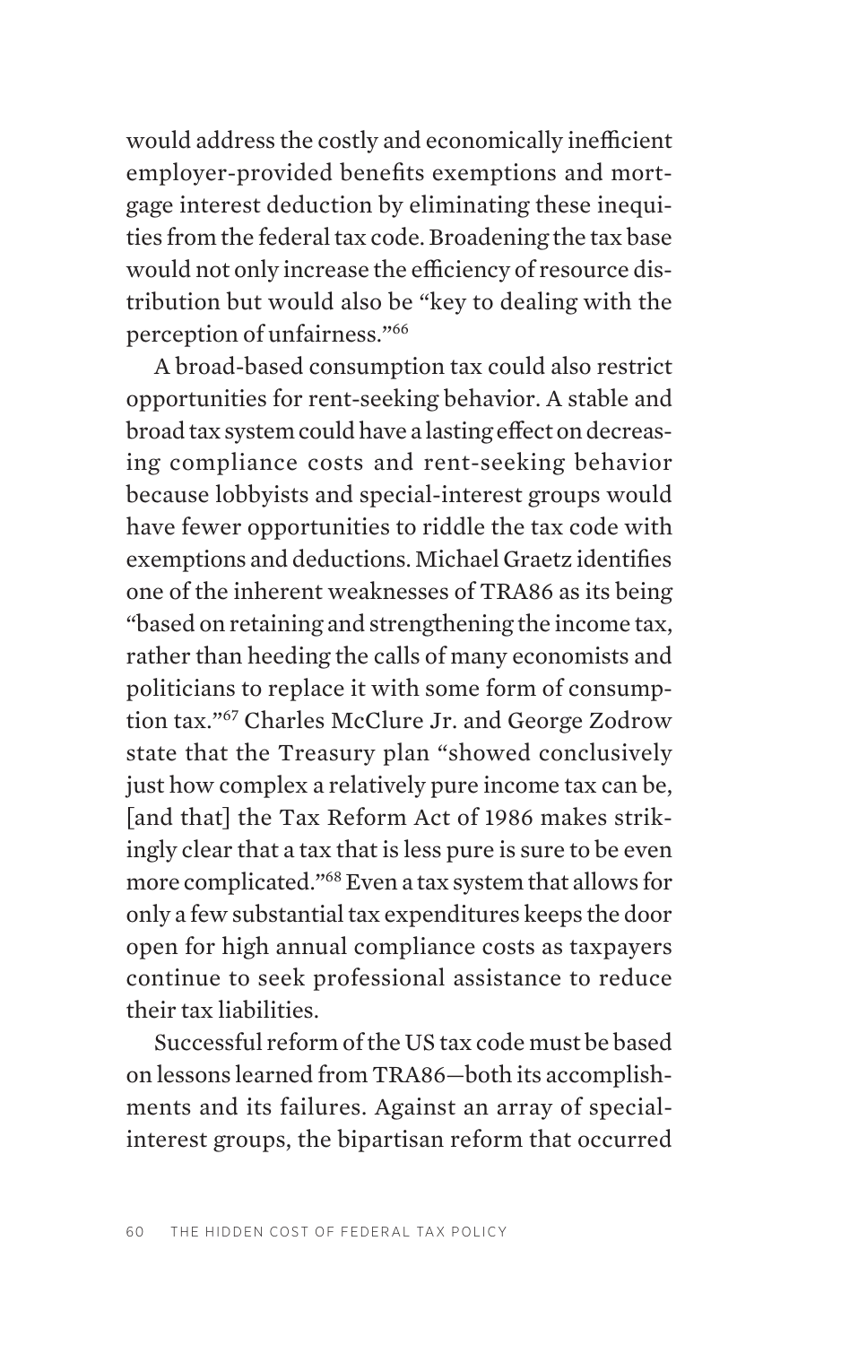would address the costly and economically inefficient employer-provided benefits exemptions and mortgage interest deduction by eliminating these inequities from the federal tax code. Broadening the tax base would not only increase the efficiency of resource distribution but would also be "key to dealing with the perception of unfairness."[66]

A broad-based consumption tax could also restrict opportunities for rent-seeking behavior. A stable and broad tax system could have a lasting effect on decreasing compliance costs and rent-seeking behavior because lobbyists and special-interest groups would have fewer opportunities to riddle the tax code with exemptions and deductions. Michael Graetz identifies one of the inherent weaknesses of TRA86 as its being "based on retaining and strengthening the income tax, rather than heeding the calls of many economists and politicians to replace it with some form of consumption tax."[67] Charles McClure Jr. and George Zodrow state that the Treasury plan "showed conclusively just how complex a relatively pure income tax can be, [and that] the Tax Reform Act of 1986 makes strikingly clear that a tax that is less pure is sure to be even more complicated."[68] Even a tax system that allows for only a few substantial tax expenditures keeps the door open for high annual compliance costs as taxpayers continue to seek professional assistance to reduce their tax liabilities.

Successful reform of the US tax code must be based on lessons learned from TRA86—both its accomplishments and its failures. Against an array of special-interest groups, the bipartisan reform that occurred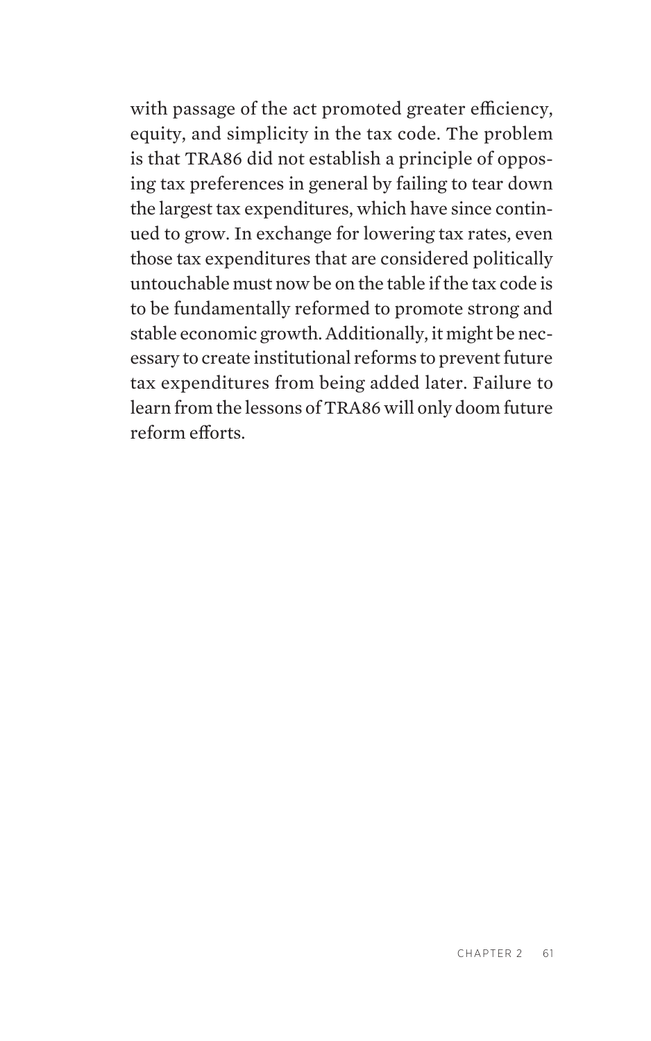with passage of the act promoted greater efficiency, equity, and simplicity in the tax code. The problem is that TRA86 did not establish a principle of opposing tax preferences in general by failing to tear down the largest tax expenditures, which have since continued to grow. In exchange for lowering tax rates, even those tax expenditures that are considered politically untouchable must now be on the table if the tax code is to be fundamentally reformed to promote strong and stable economic growth. Additionally, it might be necessary to create institutional reforms to prevent future tax expenditures from being added later. Failure to learn from the lessons of TRA86 will only doom future reform efforts.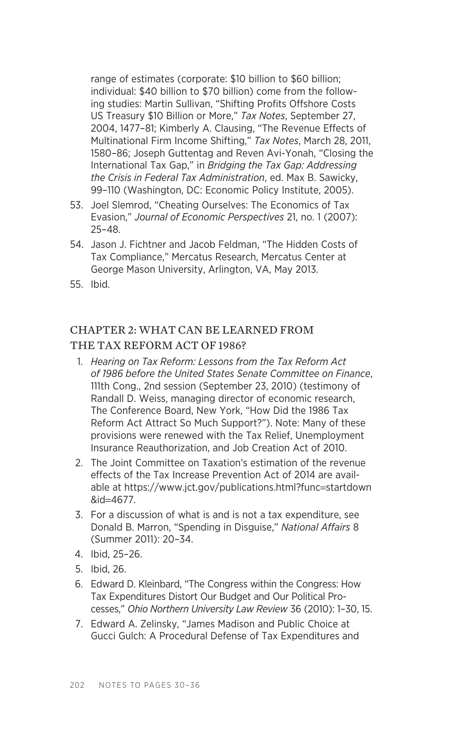range of estimates (corporate: $10 billion to $60 billion; individual: $40 billion to $70 billion) come from the following studies: Martin Sullivan, "Shifting Profits Offshore Costs US Treasury $10 Billion or More," *Tax Notes*, September 27, 2004, 1477–81; Kimberly A. Clausing, "The Revenue Effects of Multinational Firm Income Shifting," *Tax Notes*, March 28, 2011, 1580–86; Joseph Guttentag and Reven Avi-Yonah, "Closing the International Tax Gap," in *Bridging the Tax Gap: Addressing the Crisis in Federal Tax Administration*, ed. Max B. Sawicky, 99–110 (Washington, DC: Economic Policy Institute, 2005).

53. Joel Slemrod, "Cheating Ourselves: The Economics of Tax Evasion," *Journal of Economic Perspectives* 21, no. 1 (2007): 25–48.
54. Jason J. Fichtner and Jacob Feldman, "The Hidden Costs of Tax Compliance," Mercatus Research, Mercatus Center at George Mason University, Arlington, VA, May 2013.
55. Ibid.

## CHAPTER 2: WHAT CAN BE LEARNED FROM THE TAX REFORM ACT OF 1986?

1. *Hearing on Tax Reform: Lessons from the Tax Reform Act of 1986 before the United States Senate Committee on Finance*, 111th Cong., 2nd session (September 23, 2010) (testimony of Randall D. Weiss, managing director of economic research, The Conference Board, New York, "How Did the 1986 Tax Reform Act Attract So Much Support?"). Note: Many of these provisions were renewed with the Tax Relief, Unemployment Insurance Reauthorization, and Job Creation Act of 2010.
2. The Joint Committee on Taxation's estimation of the revenue effects of the Tax Increase Prevention Act of 2014 are available at https://www.jct.gov/publications.html?func=startdown&id=4677.
3. For a discussion of what is and is not a tax expenditure, see Donald B. Marron, "Spending in Disguise," *National Affairs* 8 (Summer 2011): 20–34.
4. Ibid, 25–26.
5. Ibid, 26.
6. Edward D. Kleinbard, "The Congress within the Congress: How Tax Expenditures Distort Our Budget and Our Political Processes," *Ohio Northern University Law Review* 36 (2010): 1–30, 15.
7. Edward A. Zelinsky, "James Madison and Public Choice at Gucci Gulch: A Procedural Defense of Tax Expenditures and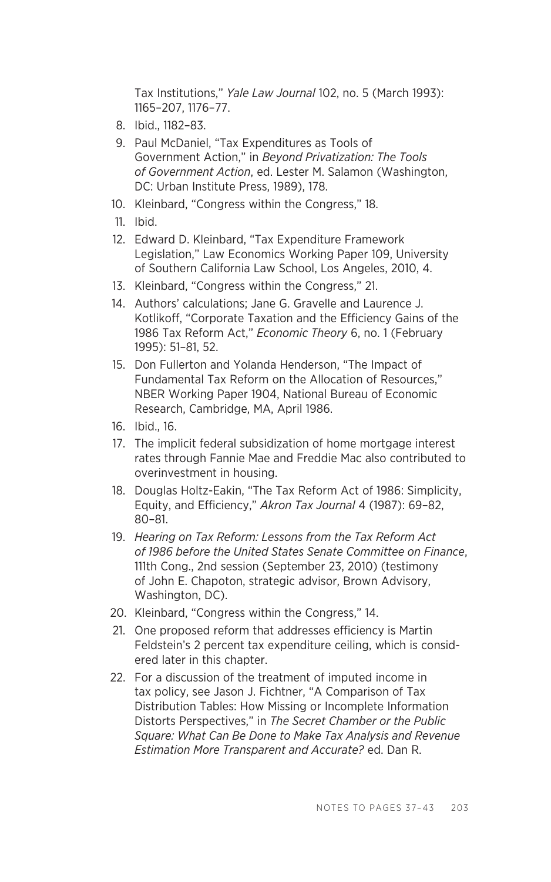Tax Institutions," *Yale Law Journal* 102, no. 5 (March 1993): 1165–207, 1176–77.

8. Ibid., 1182–83.
9. Paul McDaniel, "Tax Expenditures as Tools of Government Action," in *Beyond Privatization: The Tools of Government Action*, ed. Lester M. Salamon (Washington, DC: Urban Institute Press, 1989), 178.
10. Kleinbard, "Congress within the Congress," 18.
11. Ibid.
12. Edward D. Kleinbard, "Tax Expenditure Framework Legislation," Law Economics Working Paper 109, University of Southern California Law School, Los Angeles, 2010, 4.
13. Kleinbard, "Congress within the Congress," 21.
14. Authors' calculations; Jane G. Gravelle and Laurence J. Kotlikoff, "Corporate Taxation and the Efficiency Gains of the 1986 Tax Reform Act," *Economic Theory* 6, no. 1 (February 1995): 51–81, 52.
15. Don Fullerton and Yolanda Henderson, "The Impact of Fundamental Tax Reform on the Allocation of Resources," NBER Working Paper 1904, National Bureau of Economic Research, Cambridge, MA, April 1986.
16. Ibid., 16.
17. The implicit federal subsidization of home mortgage interest rates through Fannie Mae and Freddie Mac also contributed to overinvestment in housing.
18. Douglas Holtz-Eakin, "The Tax Reform Act of 1986: Simplicity, Equity, and Efficiency," *Akron Tax Journal* 4 (1987): 69–82, 80–81.
19. *Hearing on Tax Reform: Lessons from the Tax Reform Act of 1986 before the United States Senate Committee on Finance*, 111th Cong., 2nd session (September 23, 2010) (testimony of John E. Chapoton, strategic advisor, Brown Advisory, Washington, DC).
20. Kleinbard, "Congress within the Congress," 14.
21. One proposed reform that addresses efficiency is Martin Feldstein's 2 percent tax expenditure ceiling, which is considered later in this chapter.
22. For a discussion of the treatment of imputed income in tax policy, see Jason J. Fichtner, "A Comparison of Tax Distribution Tables: How Missing or Incomplete Information Distorts Perspectives," in *The Secret Chamber or the Public Square: What Can Be Done to Make Tax Analysis and Revenue Estimation More Transparent and Accurate?* ed. Dan R.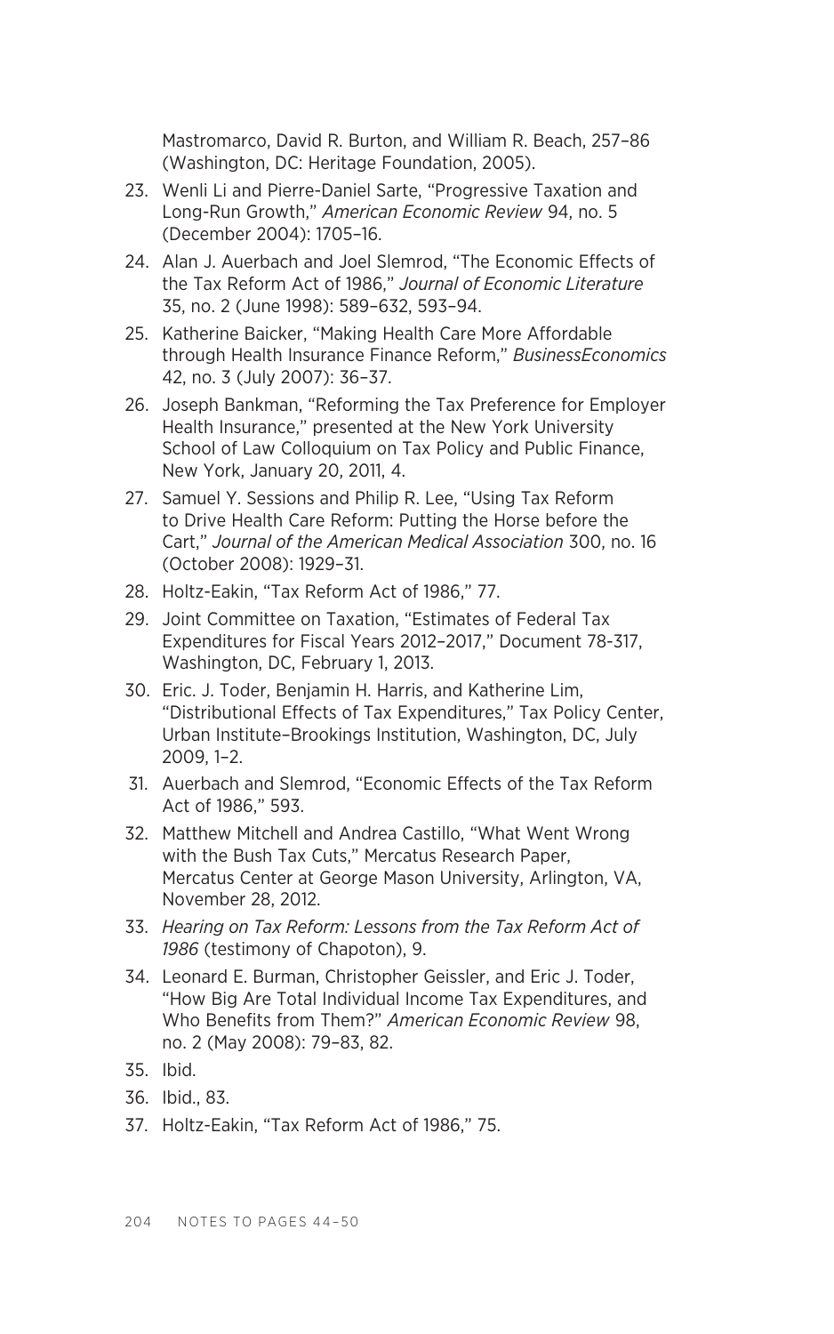Mastromarco, David R. Burton, and William R. Beach, 257–86 (Washington, DC: Heritage Foundation, 2005).

23. Wenli Li and Pierre-Daniel Sarte, "Progressive Taxation and Long-Run Growth," *American Economic Review* 94, no. 5 (December 2004): 1705–16.
24. Alan J. Auerbach and Joel Slemrod, "The Economic Effects of the Tax Reform Act of 1986," *Journal of Economic Literature* 35, no. 2 (June 1998): 589–632, 593–94.
25. Katherine Baicker, "Making Health Care More Affordable through Health Insurance Finance Reform," *BusinessEconomics* 42, no. 3 (July 2007): 36–37.
26. Joseph Bankman, "Reforming the Tax Preference for Employer Health Insurance," presented at the New York University School of Law Colloquium on Tax Policy and Public Finance, New York, January 20, 2011, 4.
27. Samuel Y. Sessions and Philip R. Lee, "Using Tax Reform to Drive Health Care Reform: Putting the Horse before the Cart," *Journal of the American Medical Association* 300, no. 16 (October 2008): 1929–31.
28. Holtz-Eakin, "Tax Reform Act of 1986," 77.
29. Joint Committee on Taxation, "Estimates of Federal Tax Expenditures for Fiscal Years 2012–2017," Document 78-317, Washington, DC, February 1, 2013.
30. Eric. J. Toder, Benjamin H. Harris, and Katherine Lim, "Distributional Effects of Tax Expenditures," Tax Policy Center, Urban Institute–Brookings Institution, Washington, DC, July 2009, 1–2.
31. Auerbach and Slemrod, "Economic Effects of the Tax Reform Act of 1986," 593.
32. Matthew Mitchell and Andrea Castillo, "What Went Wrong with the Bush Tax Cuts," Mercatus Research Paper, Mercatus Center at George Mason University, Arlington, VA, November 28, 2012.
33. *Hearing on Tax Reform: Lessons from the Tax Reform Act of 1986* (testimony of Chapoton), 9.
34. Leonard E. Burman, Christopher Geissler, and Eric J. Toder, "How Big Are Total Individual Income Tax Expenditures, and Who Benefits from Them?" *American Economic Review* 98, no. 2 (May 2008): 79–83, 82.
35. Ibid.
36. Ibid., 83.
37. Holtz-Eakin, "Tax Reform Act of 1986," 75.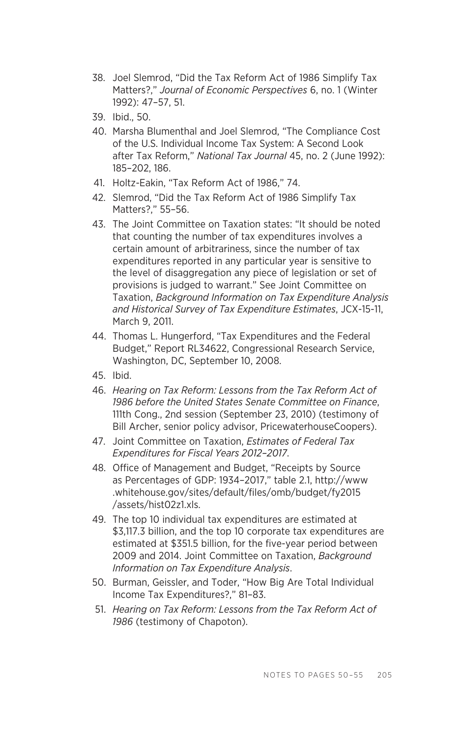38. Joel Slemrod, "Did the Tax Reform Act of 1986 Simplify Tax Matters?," *Journal of Economic Perspectives* 6, no. 1 (Winter 1992): 47–57, 51.
39. Ibid., 50.
40. Marsha Blumenthal and Joel Slemrod, "The Compliance Cost of the U.S. Individual Income Tax System: A Second Look after Tax Reform," *National Tax Journal* 45, no. 2 (June 1992): 185–202, 186.
41. Holtz-Eakin, "Tax Reform Act of 1986," 74.
42. Slemrod, "Did the Tax Reform Act of 1986 Simplify Tax Matters?," 55–56.
43. The Joint Committee on Taxation states: "It should be noted that counting the number of tax expenditures involves a certain amount of arbitrariness, since the number of tax expenditures reported in any particular year is sensitive to the level of disaggregation any piece of legislation or set of provisions is judged to warrant." See Joint Committee on Taxation, *Background Information on Tax Expenditure Analysis and Historical Survey of Tax Expenditure Estimates*, JCX-15-11, March 9, 2011.
44. Thomas L. Hungerford, "Tax Expenditures and the Federal Budget," Report RL34622, Congressional Research Service, Washington, DC, September 10, 2008.
45. Ibid.
46. *Hearing on Tax Reform: Lessons from the Tax Reform Act of 1986 before the United States Senate Committee on Finance*, 111th Cong., 2nd session (September 23, 2010) (testimony of Bill Archer, senior policy advisor, PricewaterhouseCoopers).
47. Joint Committee on Taxation, *Estimates of Federal Tax Expenditures for Fiscal Years 2012–2017*.
48. Office of Management and Budget, "Receipts by Source as Percentages of GDP: 1934–2017," table 2.1, http://www.whitehouse.gov/sites/default/files/omb/budget/fy2015/assets/hist02z1.xls.
49. The top 10 individual tax expenditures are estimated at $3,117.3 billion, and the top 10 corporate tax expenditures are estimated at $351.5 billion, for the five-year period between 2009 and 2014. Joint Committee on Taxation, *Background Information on Tax Expenditure Analysis*.
50. Burman, Geissler, and Toder, "How Big Are Total Individual Income Tax Expenditures?," 81–83.
51. *Hearing on Tax Reform: Lessons from the Tax Reform Act of 1986* (testimony of Chapoton).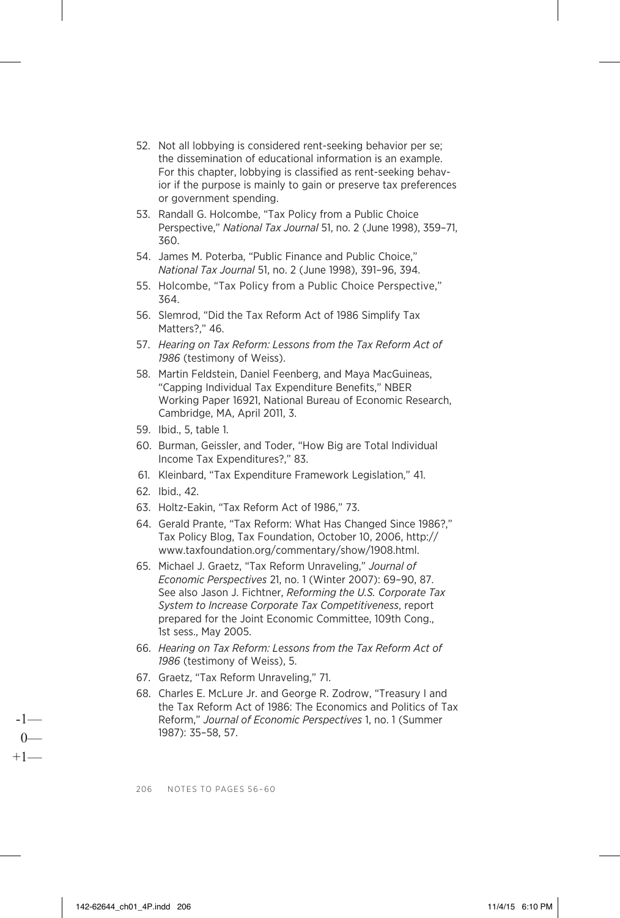52. Not all lobbying is considered rent-seeking behavior per se; the dissemination of educational information is an example. For this chapter, lobbying is classified as rent-seeking behavior if the purpose is mainly to gain or preserve tax preferences or government spending.
53. Randall G. Holcombe, "Tax Policy from a Public Choice Perspective," *National Tax Journal* 51, no. 2 (June 1998), 359–71, 360.
54. James M. Poterba, "Public Finance and Public Choice," *National Tax Journal* 51, no. 2 (June 1998), 391–96, 394.
55. Holcombe, "Tax Policy from a Public Choice Perspective," 364.
56. Slemrod, "Did the Tax Reform Act of 1986 Simplify Tax Matters?," 46.
57. *Hearing on Tax Reform: Lessons from the Tax Reform Act of 1986* (testimony of Weiss).
58. Martin Feldstein, Daniel Feenberg, and Maya MacGuineas, "Capping Individual Tax Expenditure Benefits," NBER Working Paper 16921, National Bureau of Economic Research, Cambridge, MA, April 2011, 3.
59. Ibid., 5, table 1.
60. Burman, Geissler, and Toder, "How Big are Total Individual Income Tax Expenditures?," 83.
61. Kleinbard, "Tax Expenditure Framework Legislation," 41.
62. Ibid., 42.
63. Holtz-Eakin, "Tax Reform Act of 1986," 73.
64. Gerald Prante, "Tax Reform: What Has Changed Since 1986?," Tax Policy Blog, Tax Foundation, October 10, 2006, http://www.taxfoundation.org/commentary/show/1908.html.
65. Michael J. Graetz, "Tax Reform Unraveling," *Journal of Economic Perspectives* 21, no. 1 (Winter 2007): 69–90, 87. See also Jason J. Fichtner, *Reforming the U.S. Corporate Tax System to Increase Corporate Tax Competitiveness*, report prepared for the Joint Economic Committee, 109th Cong., 1st sess., May 2005.
66. *Hearing on Tax Reform: Lessons from the Tax Reform Act of 1986* (testimony of Weiss), 5.
67. Graetz, "Tax Reform Unraveling," 71.
68. Charles E. McLure Jr. and George R. Zodrow, "Treasury I and the Tax Reform Act of 1986: The Economics and Politics of Tax Reform," *Journal of Economic Perspectives* 1, no. 1 (Summer 1987): 35–58, 57.